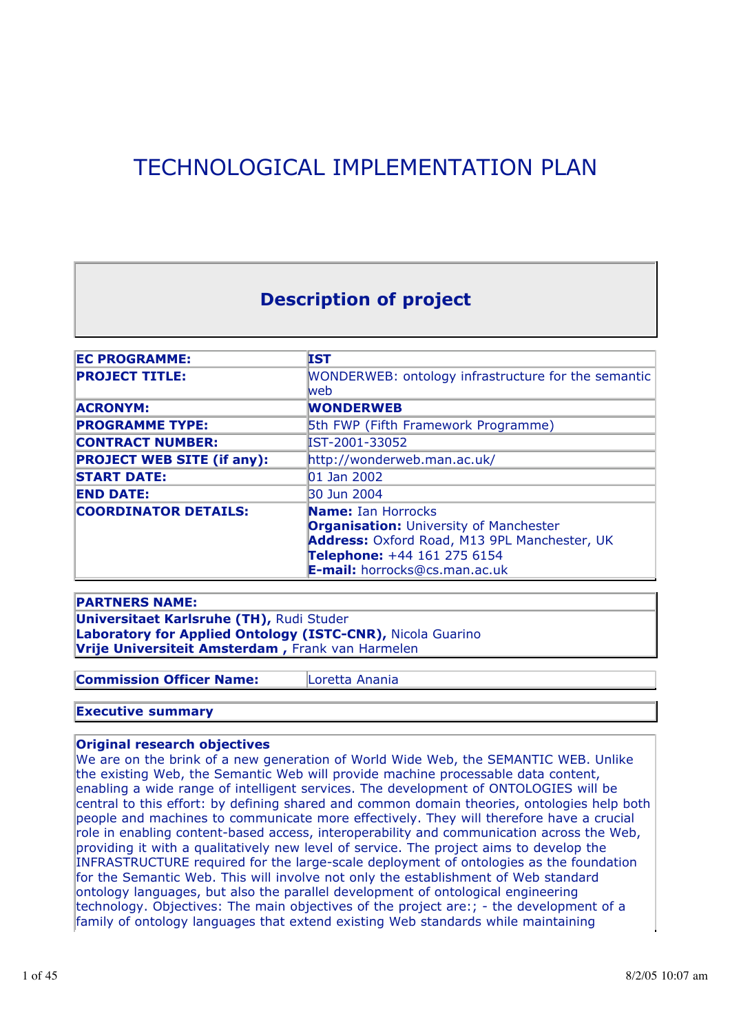# TECHNOLOGICAL IMPLEMENTATION PLAN

## Description of project

| | |
|---|---|
| **EC PROGRAMME:** | **IST** |
| **PROJECT TITLE:** | WONDERWEB: ontology infrastructure for the semantic web |
| **ACRONYM:** | **WONDERWEB** |
| **PROGRAMME TYPE:** | 5th FWP (Fifth Framework Programme) |
| **CONTRACT NUMBER:** | IST-2001-33052 |
| **PROJECT WEB SITE (if any):** | http://wonderweb.man.ac.uk/ |
| **START DATE:** | 01 Jan 2002 |
| **END DATE:** | 30 Jun 2004 |
| **COORDINATOR DETAILS:** | **Name:** Ian Horrocks<br>**Organisation:** University of Manchester<br>**Address:** Oxford Road, M13 9PL Manchester, UK<br>**Telephone:** +44 161 275 6154<br>**E-mail:** horrocks@cs.man.ac.uk |

**PARTNERS NAME:**

**Universitaet Karlsruhe (TH),** Rudi Studer
**Laboratory for Applied Ontology (ISTC-CNR),** Nicola Guarino
**Vrije Universiteit Amsterdam ,** Frank van Harmelen

| | |
|---|---|
| **Commission Officer Name:** | Loretta Anania |

**Executive summary**

**Original research objectives**

We are on the brink of a new generation of World Wide Web, the SEMANTIC WEB. Unlike the existing Web, the Semantic Web will provide machine processable data content, enabling a wide range of intelligent services. The development of ONTOLOGIES will be central to this effort: by defining shared and common domain theories, ontologies help both people and machines to communicate more effectively. They will therefore have a crucial role in enabling content-based access, interoperability and communication across the Web, providing it with a qualitatively new level of service. The project aims to develop the INFRASTRUCTURE required for the large-scale deployment of ontologies as the foundation for the Semantic Web. This will involve not only the establishment of Web standard ontology languages, but also the parallel development of ontological engineering technology. Objectives: The main objectives of the project are:; - the development of a family of ontology languages that extend existing Web standards while maintaining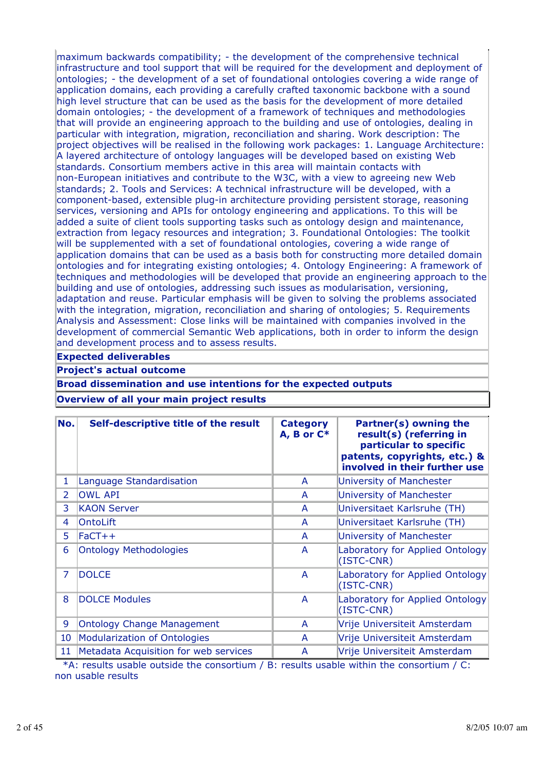maximum backwards compatibility; - the development of the comprehensive technical infrastructure and tool support that will be required for the development and deployment of ontologies; - the development of a set of foundational ontologies covering a wide range of application domains, each providing a carefully crafted taxonomic backbone with a sound high level structure that can be used as the basis for the development of more detailed domain ontologies; - the development of a framework of techniques and methodologies that will provide an engineering approach to the building and use of ontologies, dealing in particular with integration, migration, reconciliation and sharing. Work description: The project objectives will be realised in the following work packages: 1. Language Architecture: A layered architecture of ontology languages will be developed based on existing Web standards. Consortium members active in this area will maintain contacts with non-European initiatives and contribute to the W3C, with a view to agreeing new Web standards; 2. Tools and Services: A technical infrastructure will be developed, with a component-based, extensible plug-in architecture providing persistent storage, reasoning services, versioning and APIs for ontology engineering and applications. To this will be added a suite of client tools supporting tasks such as ontology design and maintenance, extraction from legacy resources and integration; 3. Foundational Ontologies: The toolkit will be supplemented with a set of foundational ontologies, covering a wide range of application domains that can be used as a basis both for constructing more detailed domain ontologies and for integrating existing ontologies; 4. Ontology Engineering: A framework of techniques and methodologies will be developed that provide an engineering approach to the building and use of ontologies, addressing such issues as modularisation, versioning, adaptation and reuse. Particular emphasis will be given to solving the problems associated with the integration, migration, reconciliation and sharing of ontologies; 5. Requirements Analysis and Assessment: Close links will be maintained with companies involved in the development of commercial Semantic Web applications, both in order to inform the design and development process and to assess results.

**Expected deliverables**

**Project's actual outcome**

**Broad dissemination and use intentions for the expected outputs**

**Overview of all your main project results**

| No. | Self-descriptive title of the result | Category A, B or C* | Partner(s) owning the result(s) (referring in particular to specific patents, copyrights, etc.) & involved in their further use |
|---|---|---|---|
| 1 | Language Standardisation | A | University of Manchester |
| 2 | OWL API | A | University of Manchester |
| 3 | KAON Server | A | Universitaet Karlsruhe (TH) |
| 4 | OntoLift | A | Universitaet Karlsruhe (TH) |
| 5 | FaCT++ | A | University of Manchester |
| 6 | Ontology Methodologies | A | Laboratory for Applied Ontology (ISTC-CNR) |
| 7 | DOLCE | A | Laboratory for Applied Ontology (ISTC-CNR) |
| 8 | DOLCE Modules | A | Laboratory for Applied Ontology (ISTC-CNR) |
| 9 | Ontology Change Management | A | Vrije Universiteit Amsterdam |
| 10 | Modularization of Ontologies | A | Vrije Universiteit Amsterdam |
| 11 | Metadata Acquisition for web services | A | Vrije Universiteit Amsterdam |

*A: results usable outside the consortium / B: results usable within the consortium / C: non usable results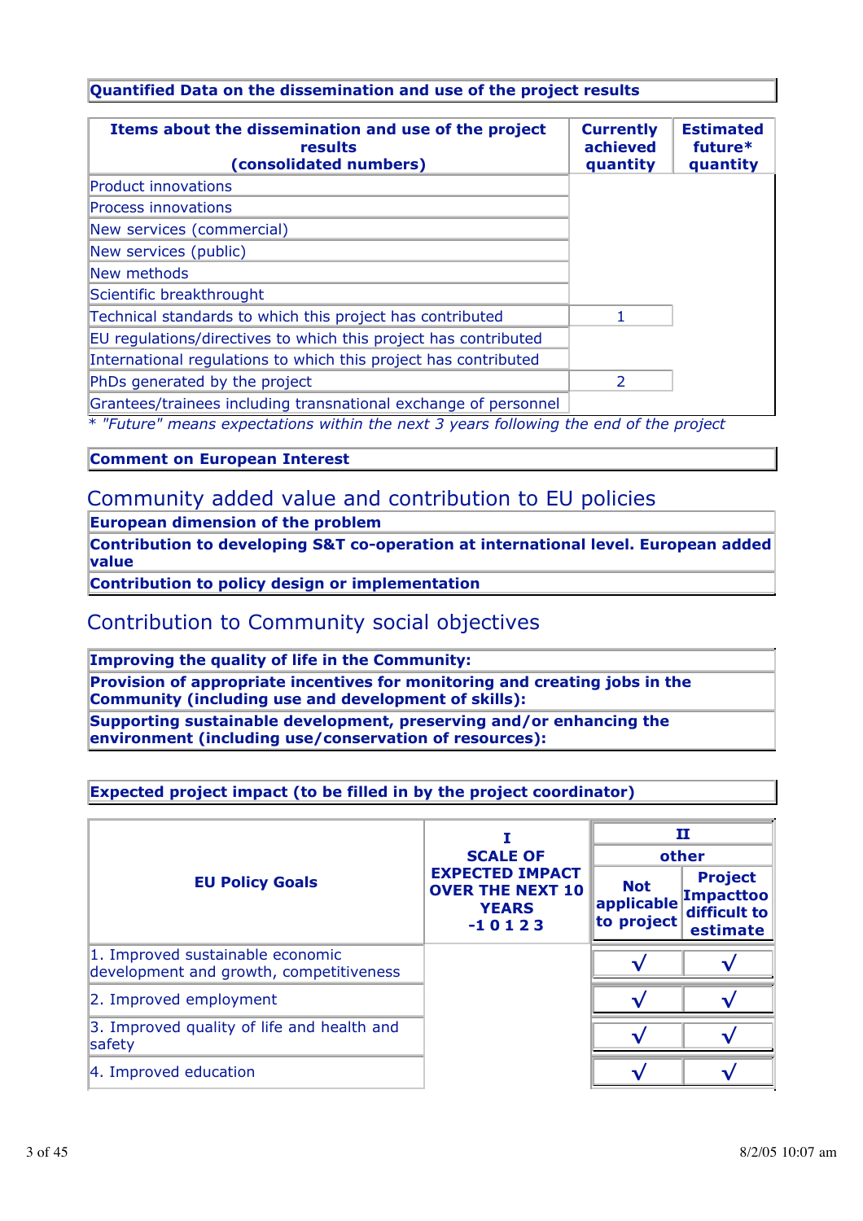**Quantified Data on the dissemination and use of the project results**

| Items about the dissemination and use of the project results (consolidated numbers) | Currently achieved quantity | Estimated future* quantity |
|---|---|---|
| Product innovations | | |
| Process innovations | | |
| New services (commercial) | | |
| New services (public) | | |
| New methods | | |
| Scientific breakthrought | | |
| Technical standards to which this project has contributed | 1 | |
| EU regulations/directives to which this project has contributed | | |
| International regulations to which this project has contributed | | |
| PhDs generated by the project | 2 | |
| Grantees/trainees including transnational exchange of personnel | | |

*\* "Future" means expectations within the next 3 years following the end of the project*

**Comment on European Interest**

## Community added value and contribution to EU policies

**European dimension of the problem**

**Contribution to developing S&T co-operation at international level. European added value**

**Contribution to policy design or implementation**

## Contribution to Community social objectives

**Improving the quality of life in the Community:**

**Provision of appropriate incentives for monitoring and creating jobs in the Community (including use and development of skills):**

**Supporting sustainable development, preserving and/or enhancing the environment (including use/conservation of resources):**

**Expected project impact (to be filled in by the project coordinator)**

| EU Policy Goals | I SCALE OF EXPECTED IMPACT OVER THE NEXT 10 YEARS -1 0 1 2 3 | II other | |
|---|---|---|---|
| | | Not applicable to project | Project Impacttoo difficult to estimate |
| 1. Improved sustainable economic development and growth, competitiveness | | √ | √ |
| 2. Improved employment | | √ | √ |
| 3. Improved quality of life and health and safety | | √ | √ |
| 4. Improved education | | √ | √ |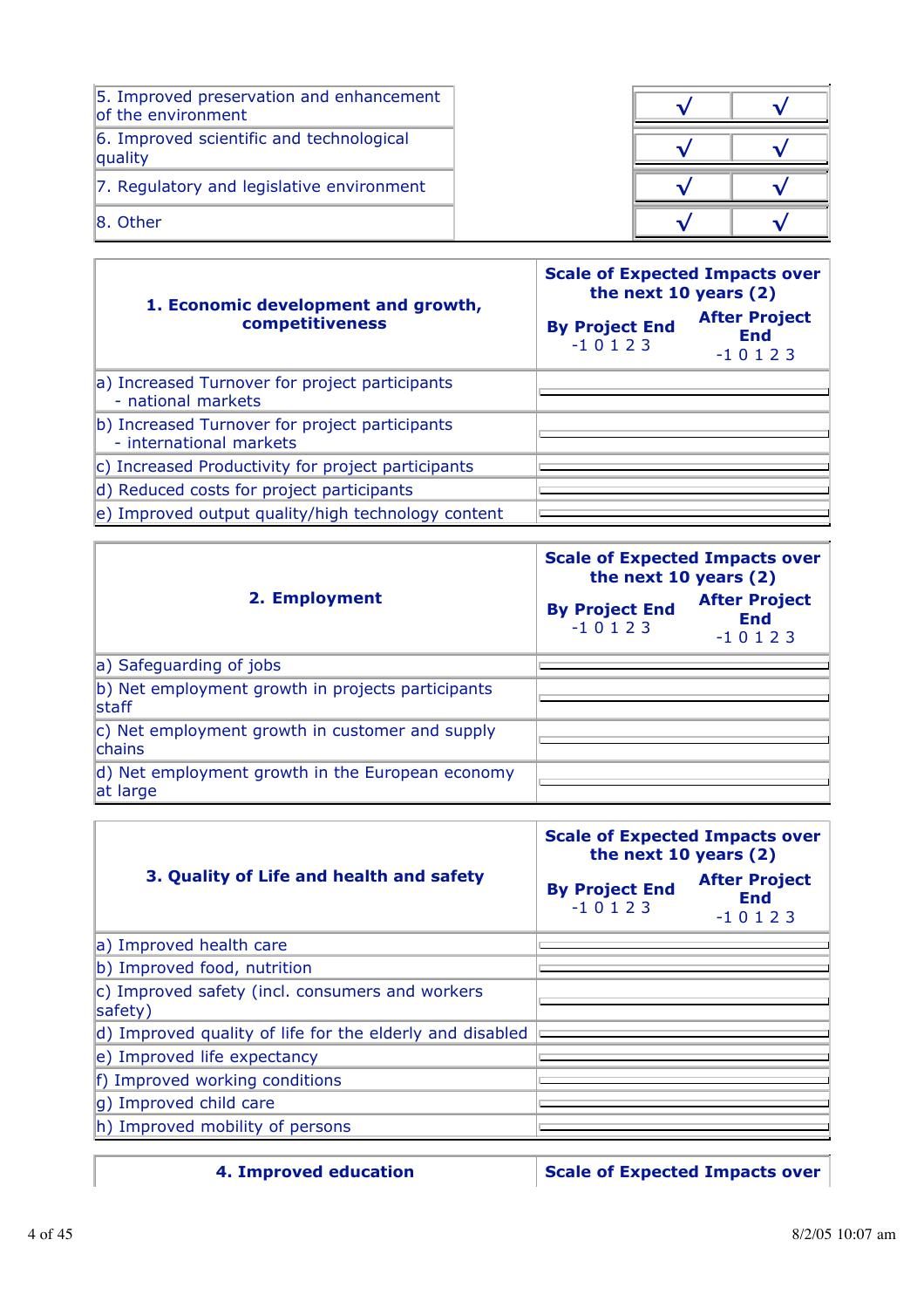| | | |
|---|---|---|
| 5. Improved preservation and enhancement of the environment | √ | √ |
| 6. Improved scientific and technological quality | √ | √ |
| 7. Regulatory and legislative environment | √ | √ |
| 8. Other | √ | √ |

| 1. Economic development and growth, competitiveness | Scale of Expected Impacts over the next 10 years (2) | |
|---|---|---|
| | By Project End -1 0 1 2 3 | After Project End -1 0 1 2 3 |
| a) Increased Turnover for project participants - national markets | | |
| b) Increased Turnover for project participants - international markets | | |
| c) Increased Productivity for project participants | | |
| d) Reduced costs for project participants | | |
| e) Improved output quality/high technology content | | |

| 2. Employment | Scale of Expected Impacts over the next 10 years (2) | |
|---|---|---|
| | By Project End -1 0 1 2 3 | After Project End -1 0 1 2 3 |
| a) Safeguarding of jobs | | |
| b) Net employment growth in projects participants staff | | |
| c) Net employment growth in customer and supply chains | | |
| d) Net employment growth in the European economy at large | | |

| 3. Quality of Life and health and safety | Scale of Expected Impacts over the next 10 years (2) | |
|---|---|---|
| | By Project End -1 0 1 2 3 | After Project End -1 0 1 2 3 |
| a) Improved health care | | |
| b) Improved food, nutrition | | |
| c) Improved safety (incl. consumers and workers safety) | | |
| d) Improved quality of life for the elderly and disabled | | |
| e) Improved life expectancy | | |
| f) Improved working conditions | | |
| g) Improved child care | | |
| h) Improved mobility of persons | | |

| 4. Improved education | Scale of Expected Impacts over |
|---|---|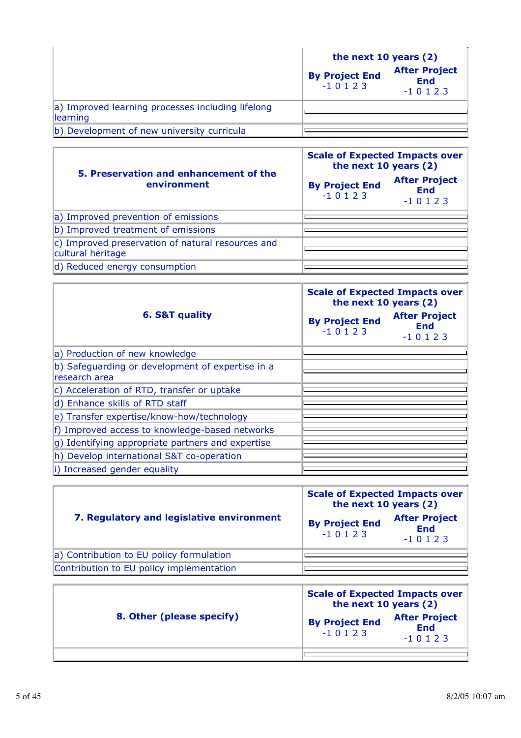| | Scale of Expected Impacts over the next 10 years (2) | |
|---|---|---|
| | By Project End -1 0 1 2 3 | After Project End -1 0 1 2 3 |
| a) Improved learning processes including lifelong learning | | |
| b) Development of new university curricula | | |

| 5. Preservation and enhancement of the environment | Scale of Expected Impacts over the next 10 years (2) | |
|---|---|---|
| | By Project End -1 0 1 2 3 | After Project End -1 0 1 2 3 |
| a) Improved prevention of emissions | | |
| b) Improved treatment of emissions | | |
| c) Improved preservation of natural resources and cultural heritage | | |
| d) Reduced energy consumption | | |

| 6. S&T quality | Scale of Expected Impacts over the next 10 years (2) | |
|---|---|---|
| | By Project End -1 0 1 2 3 | After Project End -1 0 1 2 3 |
| a) Production of new knowledge | | |
| b) Safeguarding or development of expertise in a research area | | |
| c) Acceleration of RTD, transfer or uptake | | |
| d) Enhance skills of RTD staff | | |
| e) Transfer expertise/know-how/technology | | |
| f) Improved access to knowledge-based networks | | |
| g) Identifying appropriate partners and expertise | | |
| h) Develop international S&T co-operation | | |
| i) Increased gender equality | | |

| 7. Regulatory and legislative environment | Scale of Expected Impacts over the next 10 years (2) | |
|---|---|---|
| | By Project End -1 0 1 2 3 | After Project End -1 0 1 2 3 |
| a) Contribution to EU policy formulation | | |
| Contribution to EU policy implementation | | |

| 8. Other (please specify) | Scale of Expected Impacts over the next 10 years (2) | |
|---|---|---|
| | By Project End -1 0 1 2 3 | After Project End -1 0 1 2 3 |
| | | |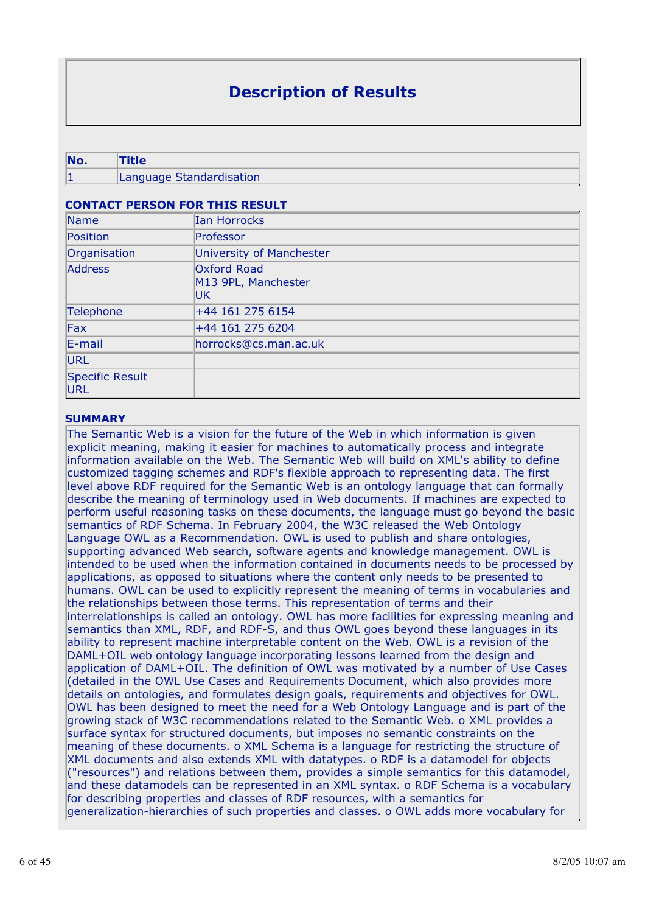# Description of Results

| No. | Title |
| --- | --- |
| 1 | Language Standardisation |

**CONTACT PERSON FOR THIS RESULT**

| | |
| --- | --- |
| Name | Ian Horrocks |
| Position | Professor |
| Organisation | University of Manchester |
| Address | Oxford Road<br>M13 9PL, Manchester<br>UK |
| Telephone | +44 161 275 6154 |
| Fax | +44 161 275 6204 |
| E-mail | horrocks@cs.man.ac.uk |
| URL | |
| Specific Result URL | |

**SUMMARY**

The Semantic Web is a vision for the future of the Web in which information is given explicit meaning, making it easier for machines to automatically process and integrate information available on the Web. The Semantic Web will build on XML's ability to define customized tagging schemes and RDF's flexible approach to representing data. The first level above RDF required for the Semantic Web is an ontology language that can formally describe the meaning of terminology used in Web documents. If machines are expected to perform useful reasoning tasks on these documents, the language must go beyond the basic semantics of RDF Schema. In February 2004, the W3C released the Web Ontology Language OWL as a Recommendation. OWL is used to publish and share ontologies, supporting advanced Web search, software agents and knowledge management. OWL is intended to be used when the information contained in documents needs to be processed by applications, as opposed to situations where the content only needs to be presented to humans. OWL can be used to explicitly represent the meaning of terms in vocabularies and the relationships between those terms. This representation of terms and their interrelationships is called an ontology. OWL has more facilities for expressing meaning and semantics than XML, RDF, and RDF-S, and thus OWL goes beyond these languages in its ability to represent machine interpretable content on the Web. OWL is a revision of the DAML+OIL web ontology language incorporating lessons learned from the design and application of DAML+OIL. The definition of OWL was motivated by a number of Use Cases (detailed in the OWL Use Cases and Requirements Document, which also provides more details on ontologies, and formulates design goals, requirements and objectives for OWL. OWL has been designed to meet the need for a Web Ontology Language and is part of the growing stack of W3C recommendations related to the Semantic Web. o XML provides a surface syntax for structured documents, but imposes no semantic constraints on the meaning of these documents. o XML Schema is a language for restricting the structure of XML documents and also extends XML with datatypes. o RDF is a datamodel for objects ("resources") and relations between them, provides a simple semantics for this datamodel, and these datamodels can be represented in an XML syntax. o RDF Schema is a vocabulary for describing properties and classes of RDF resources, with a semantics for generalization-hierarchies of such properties and classes. o OWL adds more vocabulary for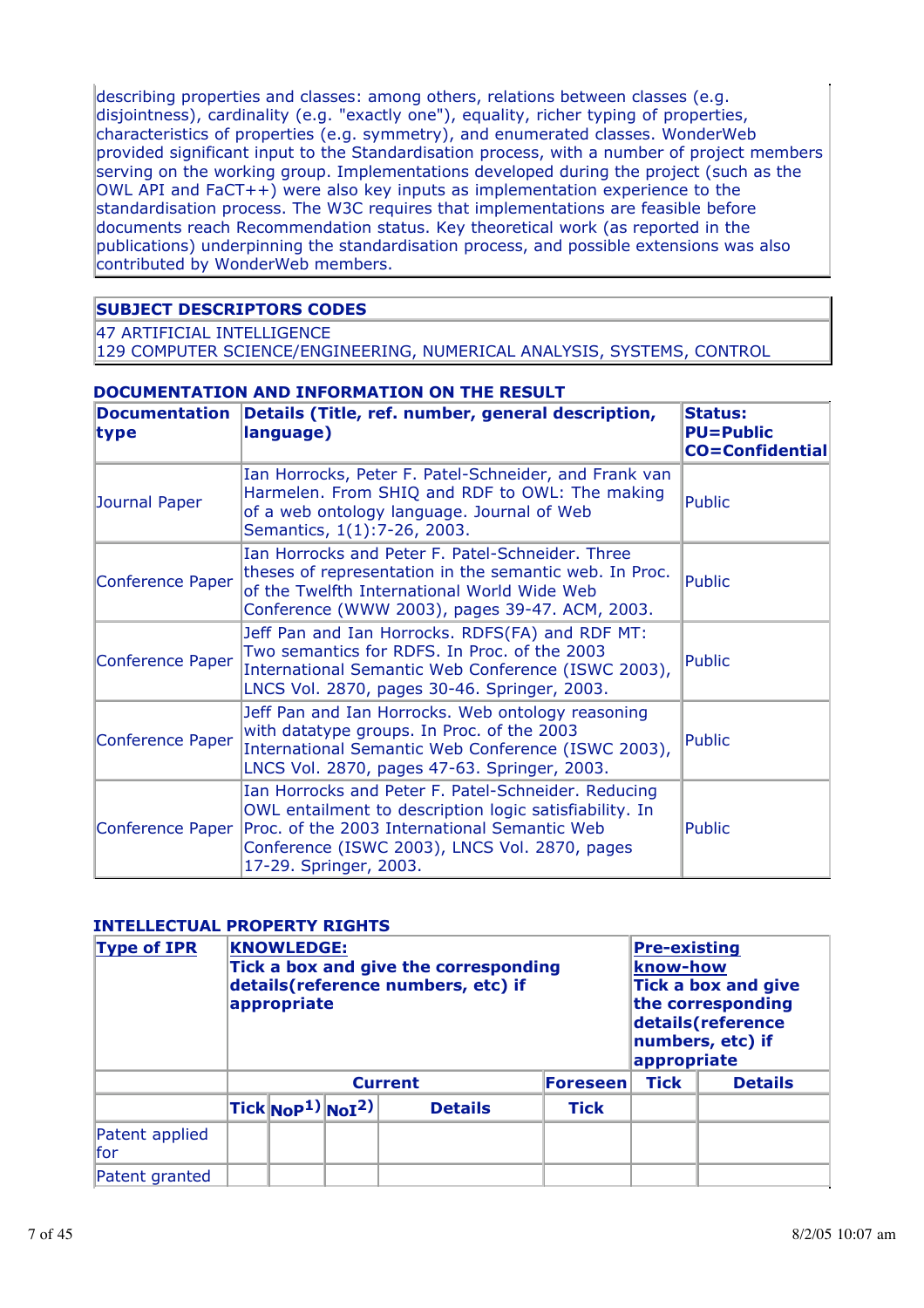describing properties and classes: among others, relations between classes (e.g. disjointness), cardinality (e.g. "exactly one"), equality, richer typing of properties, characteristics of properties (e.g. symmetry), and enumerated classes. WonderWeb provided significant input to the Standardisation process, with a number of project members serving on the working group. Implementations developed during the project (such as the OWL API and FaCT++) were also key inputs as implementation experience to the standardisation process. The W3C requires that implementations are feasible before documents reach Recommendation status. Key theoretical work (as reported in the publications) underpinning the standardisation process, and possible extensions was also contributed by WonderWeb members.

| **SUBJECT DESCRIPTORS CODES** |
|---|
| 47 ARTIFICIAL INTELLIGENCE<br>129 COMPUTER SCIENCE/ENGINEERING, NUMERICAL ANALYSIS, SYSTEMS, CONTROL |

**DOCUMENTATION AND INFORMATION ON THE RESULT**

| **Documentation type** | **Details (Title, ref. number, general description, language)** | **Status: PU=Public CO=Confidential** |
|---|---|---|
| Journal Paper | Ian Horrocks, Peter F. Patel-Schneider, and Frank van Harmelen. From SHIQ and RDF to OWL: The making of a web ontology language. Journal of Web Semantics, 1(1):7-26, 2003. | Public |
| Conference Paper | Ian Horrocks and Peter F. Patel-Schneider. Three theses of representation in the semantic web. In Proc. of the Twelfth International World Wide Web Conference (WWW 2003), pages 39-47. ACM, 2003. | Public |
| Conference Paper | Jeff Pan and Ian Horrocks. RDFS(FA) and RDF MT: Two semantics for RDFS. In Proc. of the 2003 International Semantic Web Conference (ISWC 2003), LNCS Vol. 2870, pages 30-46. Springer, 2003. | Public |
| Conference Paper | Jeff Pan and Ian Horrocks. Web ontology reasoning with datatype groups. In Proc. of the 2003 International Semantic Web Conference (ISWC 2003), LNCS Vol. 2870, pages 47-63. Springer, 2003. | Public |
| Conference Paper | Ian Horrocks and Peter F. Patel-Schneider. Reducing OWL entailment to description logic satisfiability. In Proc. of the 2003 International Semantic Web Conference (ISWC 2003), LNCS Vol. 2870, pages 17-29. Springer, 2003. | Public |

**INTELLECTUAL PROPERTY RIGHTS**

| **Type of IPR** | **KNOWLEDGE: Tick a box and give the corresponding details(reference numbers, etc) if appropriate** | | | | | **Pre-existing know-how Tick a box and give the corresponding details(reference numbers, etc) if appropriate** | |
|---|---|---|---|---|---|---|---|
| | **Current** | | | | **Foreseen** | **Tick** | **Details** |
| | **Tick** | **NoP[1)]** | **NoI[2)]** | **Details** | **Tick** | | |
| Patent applied for | | | | | | | |
| Patent granted | | | | | | | |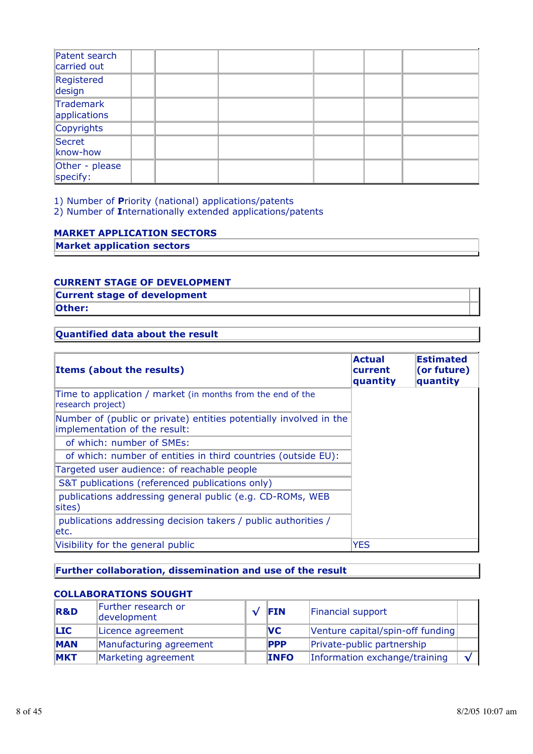| | | | | | |
|---|---|---|---|---|---|
| Patent search carried out | | | | | |
| Registered design | | | | | |
| Trademark applications | | | | | |
| Copyrights | | | | | |
| Secret know-how | | | | | |
| Other - please specify: | | | | | |

1) Number of **P**riority (national) applications/patents
2) Number of **I**nternationally extended applications/patents

### MARKET APPLICATION SECTORS

| **Market application sectors** |
|---|

### CURRENT STAGE OF DEVELOPMENT

| **Current stage of development** | |
|---|---|
| **Other:** | |

| **Quantified data about the result** |
|---|

| **Items (about the results)** | **Actual current quantity** | **Estimated (or future) quantity** |
|---|---|---|
| Time to application / market (in months from the end of the research project) | | |
| Number of (public or private) entities potentially involved in the implementation of the result: | | |
| of which: number of SMEs: | | |
| of which: number of entities in third countries (outside EU): | | |
| Targeted user audience: of reachable people | | |
| S&T publications (referenced publications only) | | |
| publications addressing general public (e.g. CD-ROMs, WEB sites) | | |
| publications addressing decision takers / public authorities / etc. | | |
| Visibility for the general public | YES | |

| **Further collaboration, dissemination and use of the result** |
|---|

### COLLABORATIONS SOUGHT

| | | | | | |
|---|---|---|---|---|---|
| **R&D** | Further research or development | √ | **FIN** | Financial support | |
| **LIC** | Licence agreement | | **VC** | Venture capital/spin-off funding | |
| **MAN** | Manufacturing agreement | | **PPP** | Private-public partnership | |
| **MKT** | Marketing agreement | | **INFO** | Information exchange/training | √ |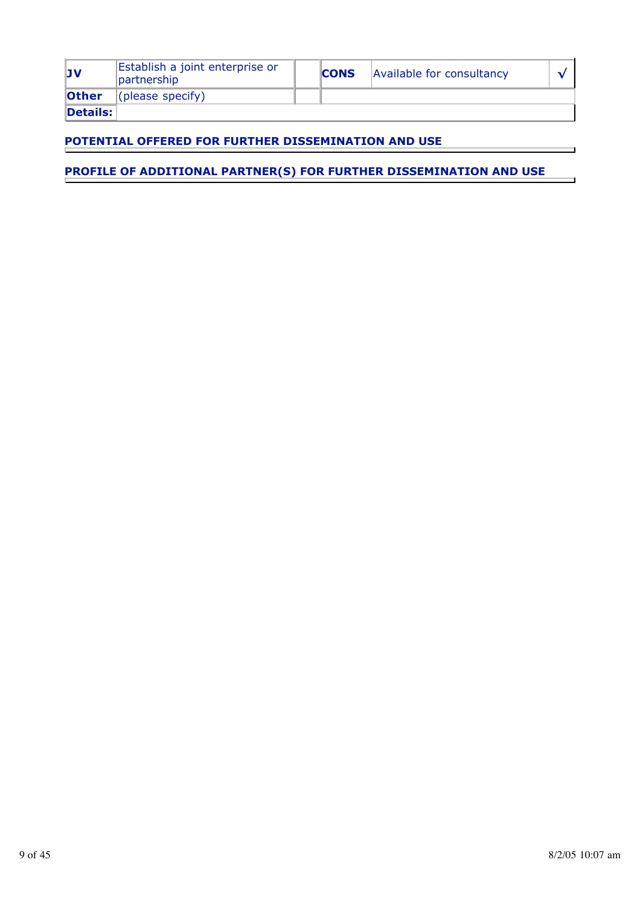| JV | Establish a joint enterprise or partnership | | CONS | Available for consultancy | √ |
|---|---|---|---|---|---|
| **Other** | (please specify) | | | | |
| **Details:** | | | | | |

**POTENTIAL OFFERED FOR FURTHER DISSEMINATION AND USE**

**PROFILE OF ADDITIONAL PARTNER(S) FOR FURTHER DISSEMINATION AND USE**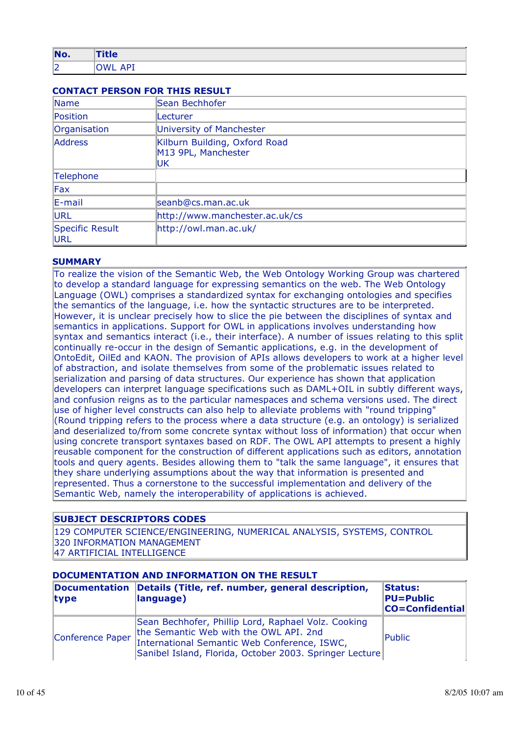| No. | Title |
|---|---|
| 2 | OWL API |

### CONTACT PERSON FOR THIS RESULT

| | |
|---|---|
| Name | Sean Bechhofer |
| Position | Lecturer |
| Organisation | University of Manchester |
| Address | Kilburn Building, Oxford Road<br>M13 9PL, Manchester<br>UK |
| Telephone | |
| Fax | |
| E-mail | seanb@cs.man.ac.uk |
| URL | http://www.manchester.ac.uk/cs |
| Specific Result URL | http://owl.man.ac.uk/ |

### SUMMARY

To realize the vision of the Semantic Web, the Web Ontology Working Group was chartered to develop a standard language for expressing semantics on the web. The Web Ontology Language (OWL) comprises a standardized syntax for exchanging ontologies and specifies the semantics of the language, i.e. how the syntactic structures are to be interpreted. However, it is unclear precisely how to slice the pie between the disciplines of syntax and semantics in applications. Support for OWL in applications involves understanding how syntax and semantics interact (i.e., their interface). A number of issues relating to this split continually re-occur in the design of Semantic applications, e.g. in the development of OntoEdit, OilEd and KAON. The provision of APIs allows developers to work at a higher level of abstraction, and isolate themselves from some of the problematic issues related to serialization and parsing of data structures. Our experience has shown that application developers can interpret language specifications such as DAML+OIL in subtly different ways, and confusion reigns as to the particular namespaces and schema versions used. The direct use of higher level constructs can also help to alleviate problems with "round tripping" (Round tripping refers to the process where a data structure (e.g. an ontology) is serialized and deserialized to/from some concrete syntax without loss of information) that occur when using concrete transport syntaxes based on RDF. The OWL API attempts to present a highly reusable component for the construction of different applications such as editors, annotation tools and query agents. Besides allowing them to "talk the same language", it ensures that they share underlying assumptions about the way that information is presented and represented. Thus a cornerstone to the successful implementation and delivery of the Semantic Web, namely the interoperability of applications is achieved.

| SUBJECT DESCRIPTORS CODES |
|---|
| 129 COMPUTER SCIENCE/ENGINEERING, NUMERICAL ANALYSIS, SYSTEMS, CONTROL<br>320 INFORMATION MANAGEMENT<br>47 ARTIFICIAL INTELLIGENCE |

### DOCUMENTATION AND INFORMATION ON THE RESULT

| Documentation type | Details (Title, ref. number, general description, language) | Status: PU=Public CO=Confidential |
|---|---|---|
| Conference Paper | Sean Bechhofer, Phillip Lord, Raphael Volz. Cooking the Semantic Web with the OWL API. 2nd International Semantic Web Conference, ISWC, Sanibel Island, Florida, October 2003. Springer Lecture | Public |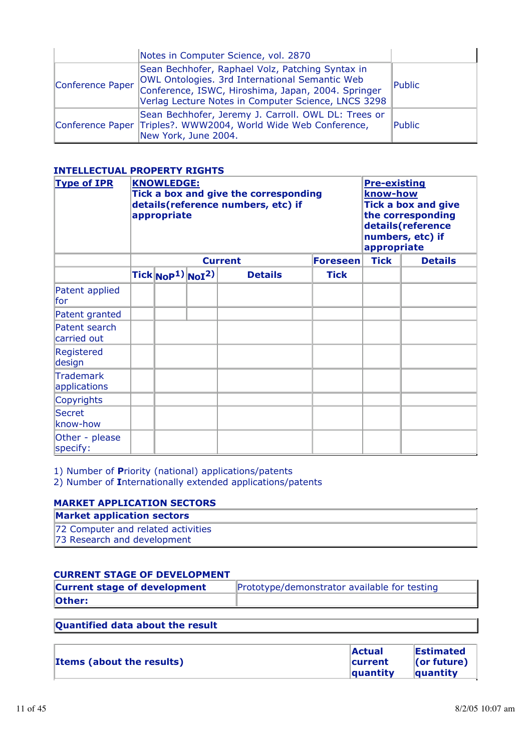|  | Notes in Computer Science, vol. 2870 |  |
|---|---|---|
| Conference Paper | Sean Bechhofer, Raphael Volz, Patching Syntax in OWL Ontologies. 3rd International Semantic Web Conference, ISWC, Hiroshima, Japan, 2004. Springer Verlag Lecture Notes in Computer Science, LNCS 3298 | Public |
| Conference Paper | Sean Bechhofer, Jeremy J. Carroll. OWL DL: Trees or Triples?. WWW2004, World Wide Web Conference, New York, June 2004. | Public |

### INTELLECTUAL PROPERTY RIGHTS

| **Type of IPR** | **KNOWLEDGE: Tick a box and give the corresponding details(reference numbers, etc) if appropriate** | | | | | **Pre-existing know-how Tick a box and give the corresponding details(reference numbers, etc) if appropriate** | |
|---|---|---|---|---|---|---|---|
| | **Current** | | | | **Foreseen** | **Tick** | **Details** |
| | **Tick** | **NoP[1)]** | **NoI[2)]** | **Details** | **Tick** | | |
| Patent applied for | | | | | | | |
| Patent granted | | | | | | | |
| Patent search carried out | | | | | | | |
| Registered design | | | | | | | |
| Trademark applications | | | | | | | |
| Copyrights | | | | | | | |
| Secret know-how | | | | | | | |
| Other - please specify: | | | | | | | |

1) Number of **P**riority (national) applications/patents
2) Number of **I**nternationally extended applications/patents

### MARKET APPLICATION SECTORS

| **Market application sectors** |
|---|
| 72 Computer and related activities<br>73 Research and development |

### CURRENT STAGE OF DEVELOPMENT

| **Current stage of development** | Prototype/demonstrator available for testing |
|---|---|
| **Other:** | |

| **Quantified data about the result** |
|---|

| **Items (about the results)** | **Actual current quantity** | **Estimated (or future) quantity** |
|---|---|---|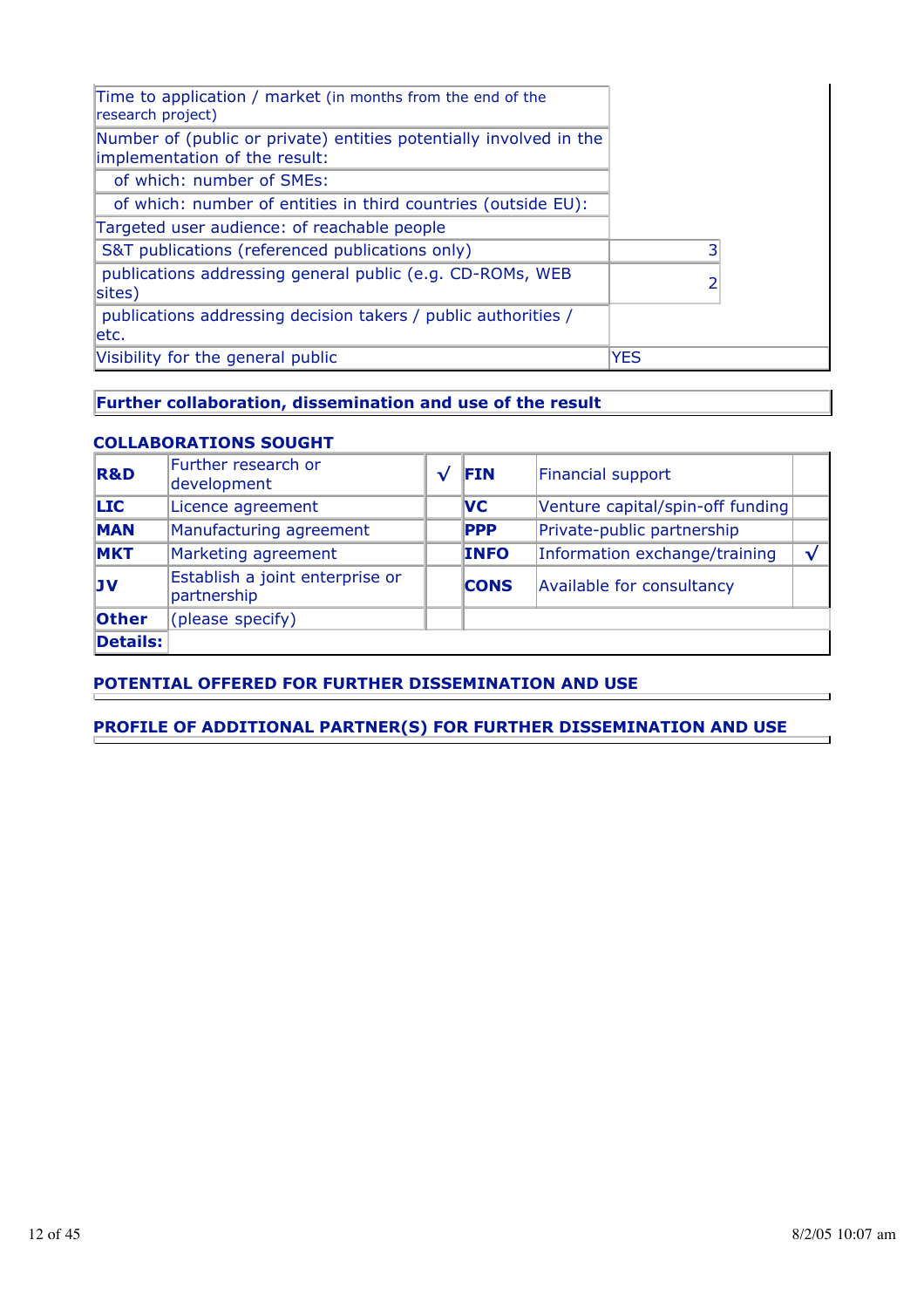| | |
|---|---|
| Time to application / market (in months from the end of the research project) | |
| Number of (public or private) entities potentially involved in the implementation of the result: | |
| of which: number of SMEs: | |
| of which: number of entities in third countries (outside EU): | |
| Targeted user audience: of reachable people | |
| S&T publications (referenced publications only) | 3 |
| publications addressing general public (e.g. CD-ROMs, WEB sites) | 2 |
| publications addressing decision takers / public authorities / etc. | |
| Visibility for the general public | YES |

**Further collaboration, dissemination and use of the result**

**COLLABORATIONS SOUGHT**

| | | | | | |
|---|---|---|---|---|---|
| **R&D** | Further research or development | √ | **FIN** | Financial support | |
| **LIC** | Licence agreement | | **VC** | Venture capital/spin-off funding | |
| **MAN** | Manufacturing agreement | | **PPP** | Private-public partnership | |
| **MKT** | Marketing agreement | | **INFO** | Information exchange/training | √ |
| **JV** | Establish a joint enterprise or partnership | | **CONS** | Available for consultancy | |
| **Other** | (please specify) | | | | |
| **Details:** | | | | | |

**POTENTIAL OFFERED FOR FURTHER DISSEMINATION AND USE**

**PROFILE OF ADDITIONAL PARTNER(S) FOR FURTHER DISSEMINATION AND USE**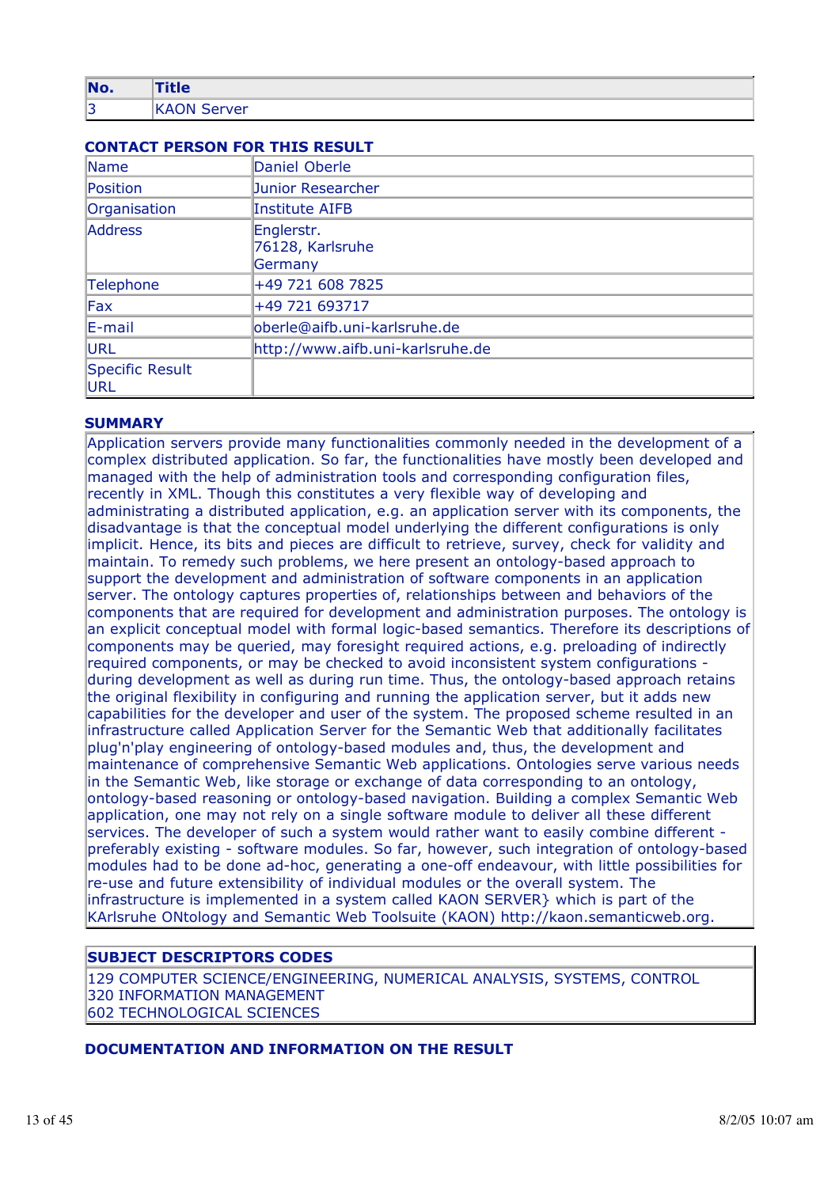| No. | Title |
| --- | --- |
| 3 | KAON Server |

### CONTACT PERSON FOR THIS RESULT

| | |
| --- | --- |
| Name | Daniel Oberle |
| Position | Junior Researcher |
| Organisation | Institute AIFB |
| Address | Englerstr.<br>76128, Karlsruhe<br>Germany |
| Telephone | +49 721 608 7825 |
| Fax | +49 721 693717 |
| E-mail | oberle@aifb.uni-karlsruhe.de |
| URL | http://www.aifb.uni-karlsruhe.de |
| Specific Result URL | |

### SUMMARY

Application servers provide many functionalities commonly needed in the development of a complex distributed application. So far, the functionalities have mostly been developed and managed with the help of administration tools and corresponding configuration files, recently in XML. Though this constitutes a very flexible way of developing and administrating a distributed application, e.g. an application server with its components, the disadvantage is that the conceptual model underlying the different configurations is only implicit. Hence, its bits and pieces are difficult to retrieve, survey, check for validity and maintain. To remedy such problems, we here present an ontology-based approach to support the development and administration of software components in an application server. The ontology captures properties of, relationships between and behaviors of the components that are required for development and administration purposes. The ontology is an explicit conceptual model with formal logic-based semantics. Therefore its descriptions of components may be queried, may foresight required actions, e.g. preloading of indirectly required components, or may be checked to avoid inconsistent system configurations - during development as well as during run time. Thus, the ontology-based approach retains the original flexibility in configuring and running the application server, but it adds new capabilities for the developer and user of the system. The proposed scheme resulted in an infrastructure called Application Server for the Semantic Web that additionally facilitates plug'n'play engineering of ontology-based modules and, thus, the development and maintenance of comprehensive Semantic Web applications. Ontologies serve various needs in the Semantic Web, like storage or exchange of data corresponding to an ontology, ontology-based reasoning or ontology-based navigation. Building a complex Semantic Web application, one may not rely on a single software module to deliver all these different services. The developer of such a system would rather want to easily combine different - preferably existing - software modules. So far, however, such integration of ontology-based modules had to be done ad-hoc, generating a one-off endeavour, with little possibilities for re-use and future extensibility of individual modules or the overall system. The infrastructure is implemented in a system called KAON SERVER} which is part of the KArlsruhe ONtology and Semantic Web Toolsuite (KAON) http://kaon.semanticweb.org.

| SUBJECT DESCRIPTORS CODES |
| --- |
| 129 COMPUTER SCIENCE/ENGINEERING, NUMERICAL ANALYSIS, SYSTEMS, CONTROL<br>320 INFORMATION MANAGEMENT<br>602 TECHNOLOGICAL SCIENCES |

### DOCUMENTATION AND INFORMATION ON THE RESULT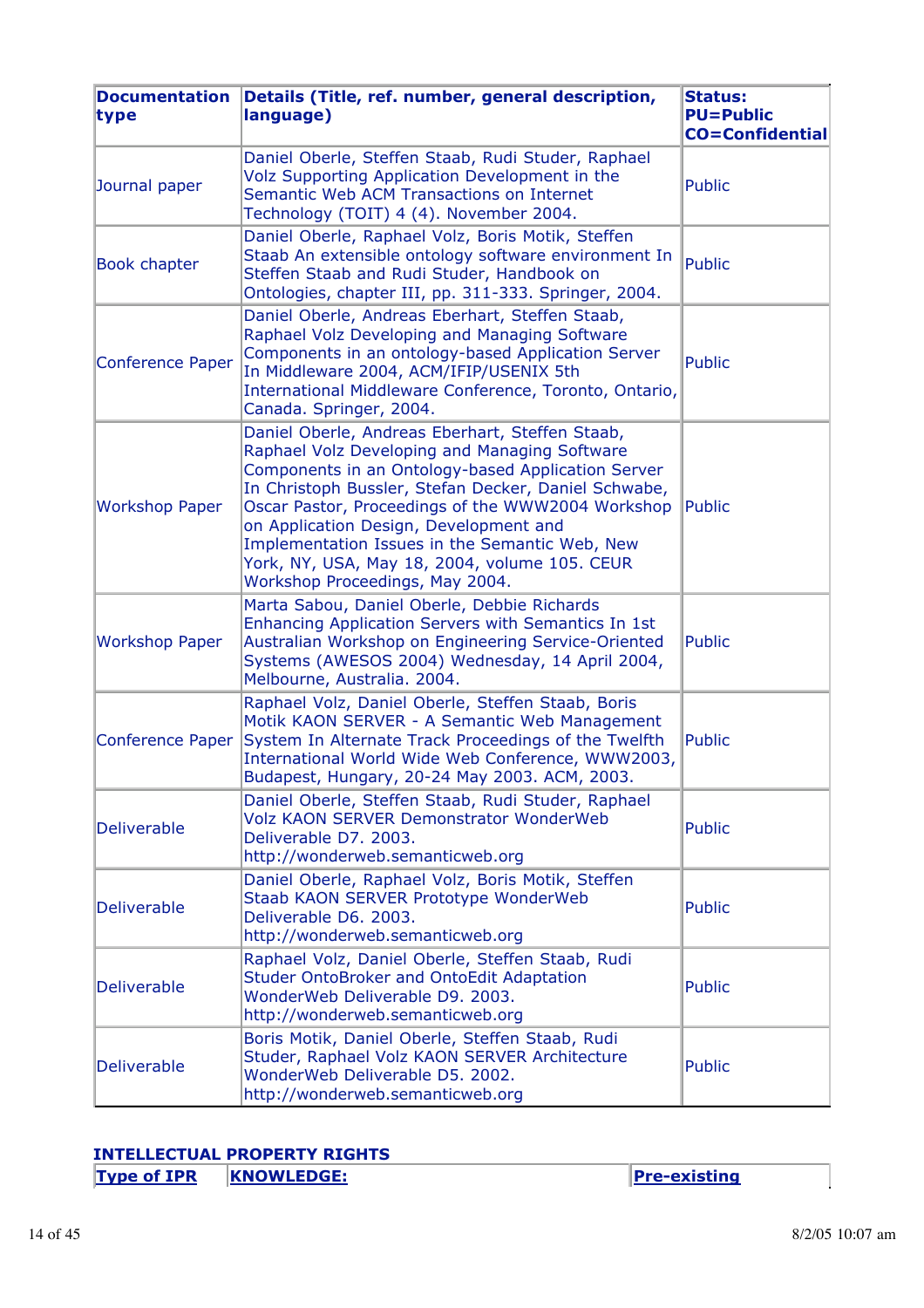| Documentation type | Details (Title, ref. number, general description, language) | Status: PU=Public CO=Confidential |
|---|---|---|
| Journal paper | Daniel Oberle, Steffen Staab, Rudi Studer, Raphael Volz Supporting Application Development in the Semantic Web ACM Transactions on Internet Technology (TOIT) 4 (4). November 2004. | Public |
| Book chapter | Daniel Oberle, Raphael Volz, Boris Motik, Steffen Staab An extensible ontology software environment In Steffen Staab and Rudi Studer, Handbook on Ontologies, chapter III, pp. 311-333. Springer, 2004. | Public |
| Conference Paper | Daniel Oberle, Andreas Eberhart, Steffen Staab, Raphael Volz Developing and Managing Software Components in an ontology-based Application Server In Middleware 2004, ACM/IFIP/USENIX 5th International Middleware Conference, Toronto, Ontario, Canada. Springer, 2004. | Public |
| Workshop Paper | Daniel Oberle, Andreas Eberhart, Steffen Staab, Raphael Volz Developing and Managing Software Components in an Ontology-based Application Server In Christoph Bussler, Stefan Decker, Daniel Schwabe, Oscar Pastor, Proceedings of the WWW2004 Workshop on Application Design, Development and Implementation Issues in the Semantic Web, New York, NY, USA, May 18, 2004, volume 105. CEUR Workshop Proceedings, May 2004. | Public |
| Workshop Paper | Marta Sabou, Daniel Oberle, Debbie Richards Enhancing Application Servers with Semantics In 1st Australian Workshop on Engineering Service-Oriented Systems (AWESOS 2004) Wednesday, 14 April 2004, Melbourne, Australia. 2004. | Public |
| Conference Paper | Raphael Volz, Daniel Oberle, Steffen Staab, Boris Motik KAON SERVER - A Semantic Web Management System In Alternate Track Proceedings of the Twelfth International World Wide Web Conference, WWW2003, Budapest, Hungary, 20-24 May 2003. ACM, 2003. | Public |
| Deliverable | Daniel Oberle, Steffen Staab, Rudi Studer, Raphael Volz KAON SERVER Demonstrator WonderWeb Deliverable D7. 2003. http://wonderweb.semanticweb.org | Public |
| Deliverable | Daniel Oberle, Raphael Volz, Boris Motik, Steffen Staab KAON SERVER Prototype WonderWeb Deliverable D6. 2003. http://wonderweb.semanticweb.org | Public |
| Deliverable | Raphael Volz, Daniel Oberle, Steffen Staab, Rudi Studer OntoBroker and OntoEdit Adaptation WonderWeb Deliverable D9. 2003. http://wonderweb.semanticweb.org | Public |
| Deliverable | Boris Motik, Daniel Oberle, Steffen Staab, Rudi Studer, Raphael Volz KAON Architecture WonderWeb Deliverable D5. 2002. http://wonderweb.semanticweb.org | Public |

**INTELLECTUAL PROPERTY RIGHTS**

| Type of IPR | KNOWLEDGE: | Pre-existing |
|---|---|---|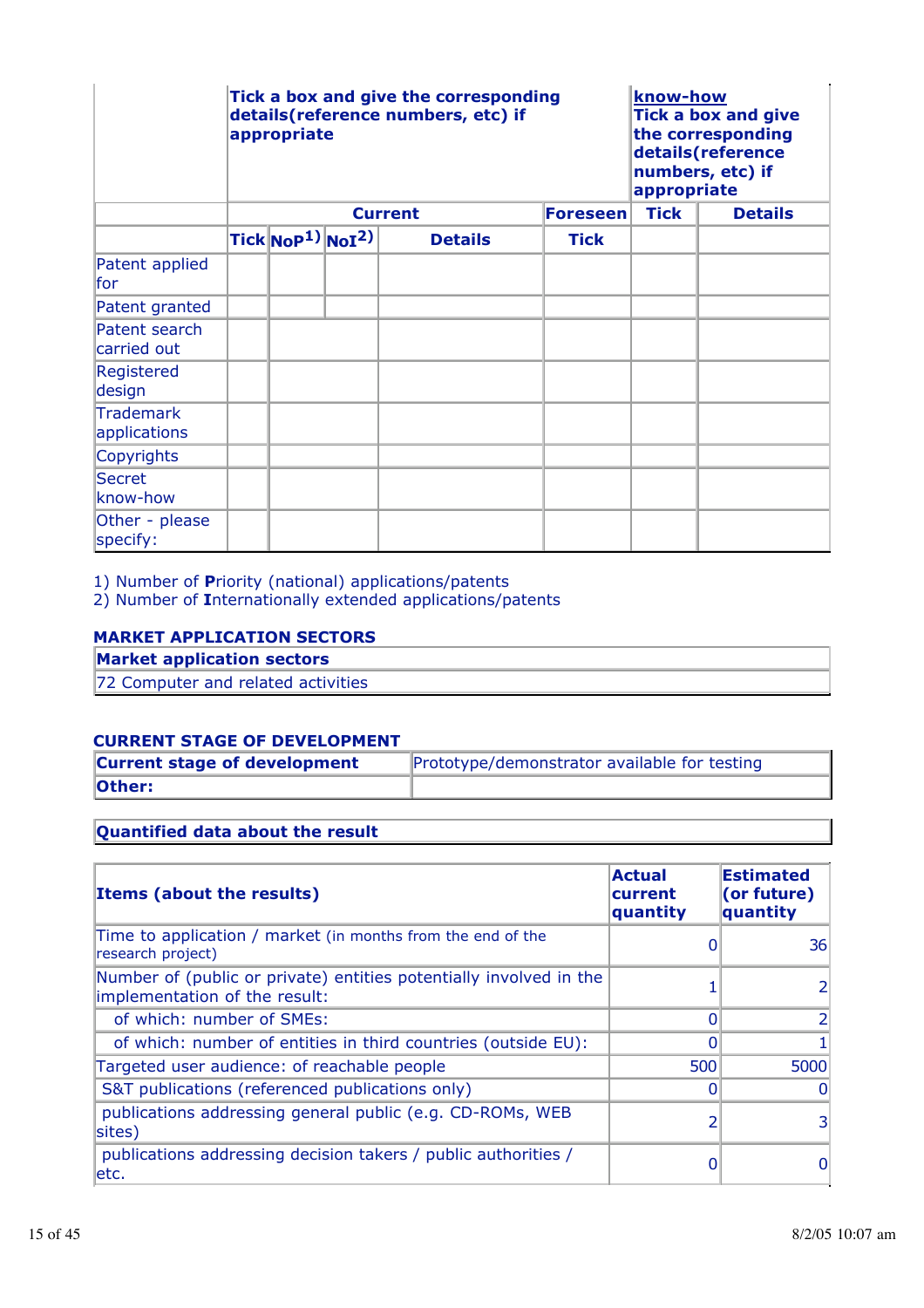| | Tick a box and give the corresponding details(reference numbers, etc) if appropriate | | | | | know-how Tick a box and give the corresponding details(reference numbers, etc) if appropriate | |
|---|---|---|---|---|---|---|---|
| | Current | | | | Foreseen | Tick | Details |
| | Tick | NoP[1] | NoI[2] | Details | Tick | | |
| Patent applied for | | | | | | | |
| Patent granted | | | | | | | |
| Patent search carried out | | | | | | | |
| Registered design | | | | | | | |
| Trademark applications | | | | | | | |
| Copyrights | | | | | | | |
| Secret know-how | | | | | | | |
| Other - please specify: | | | | | | | |

1) Number of **P**riority (national) applications/patents
2) Number of **I**nternationally extended applications/patents

### MARKET APPLICATION SECTORS

| Market application sectors |
|---|
| 72 Computer and related activities |

### CURRENT STAGE OF DEVELOPMENT

| Current stage of development | Prototype/demonstrator available for testing |
|---|---|
| **Other:** | |

**Quantified data about the result**

| Items (about the results) | Actual current quantity | Estimated (or future) quantity |
|---|---|---|
| Time to application / market (in months from the end of the research project) | 0 | 36 |
| Number of (public or private) entities potentially involved in the implementation of the result: | 1 | 2 |
| of which: number of SMEs: | 0 | 2 |
| of which: number of entities in third countries (outside EU): | 0 | 1 |
| Targeted user audience: of reachable people | 500 | 5000 |
| S&T publications (referenced publications only) | 0 | 0 |
| publications addressing general public (e.g. CD-ROMs, WEB sites) | 2 | 3 |
| publications addressing decision takers / public authorities / etc. | 0 | 0 |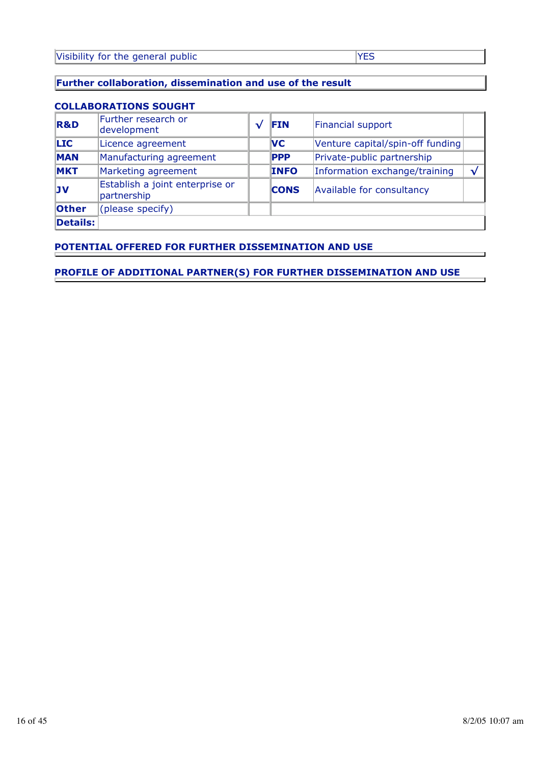| Visibility for the general public | YES |
|---|---|

**Further collaboration, dissemination and use of the result**

**COLLABORATIONS SOUGHT**

| | | | | | |
|---|---|---|---|---|---|
| **R&D** | Further research or development | √ | **FIN** | Financial support | |
| **LIC** | Licence agreement | | **VC** | Venture capital/spin-off funding | |
| **MAN** | Manufacturing agreement | | **PPP** | Private-public partnership | |
| **MKT** | Marketing agreement | | **INFO** | Information exchange/training | √ |
| **JV** | Establish a joint enterprise or partnership | | **CONS** | Available for consultancy | |
| **Other** | (please specify) | | | | |
| **Details:** | | | | | |

**POTENTIAL OFFERED FOR FURTHER DISSEMINATION AND USE**

**PROFILE OF ADDITIONAL PARTNER(S) FOR FURTHER DISSEMINATION AND USE**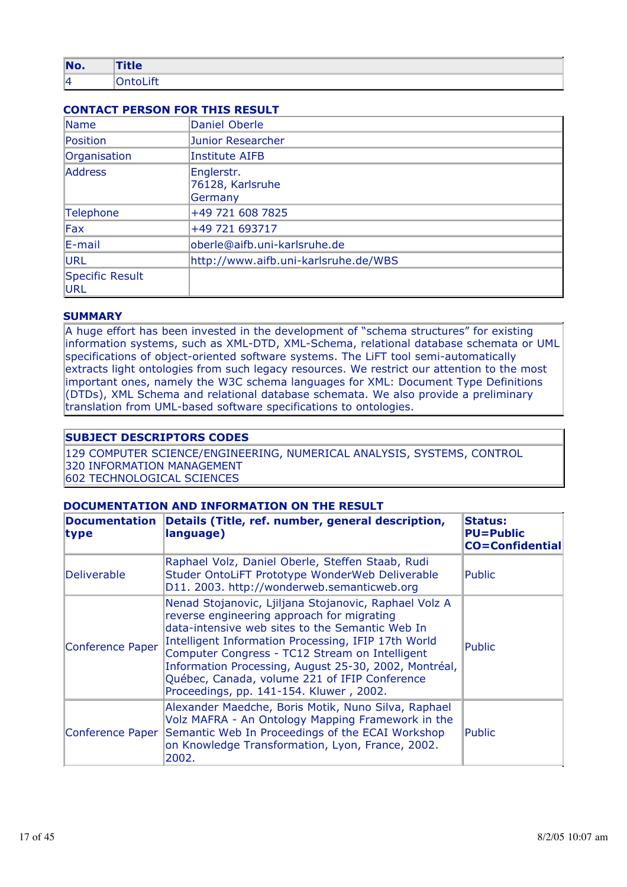| No. | Title |
|---|---|
| 4 | OntoLift |

### CONTACT PERSON FOR THIS RESULT

| | |
|---|---|
| Name | Daniel Oberle |
| Position | Junior Researcher |
| Organisation | Institute AIFB |
| Address | Englerstr.<br>76128, Karlsruhe<br>Germany |
| Telephone | +49 721 608 7825 |
| Fax | +49 721 693717 |
| E-mail | oberle@aifb.uni-karlsruhe.de |
| URL | http://www.aifb.uni-karlsruhe.de/WBS |
| Specific Result URL | |

### SUMMARY

A huge effort has been invested in the development of “schema structures” for existing information systems, such as XML-DTD, XML-Schema, relational database schemata or UML specifications of object-oriented software systems. The LiFT tool semi-automatically extracts light ontologies from such legacy resources. We restrict our attention to the most important ones, namely the W3C schema languages for XML: Document Type Definitions (DTDs), XML Schema and relational database schemata. We also provide a preliminary translation from UML-based software specifications to ontologies.

### SUBJECT DESCRIPTORS CODES

129 COMPUTER SCIENCE/ENGINEERING, NUMERICAL ANALYSIS, SYSTEMS, CONTROL
320 INFORMATION MANAGEMENT
602 TECHNOLOGICAL SCIENCES

### DOCUMENTATION AND INFORMATION ON THE RESULT

| Documentation type | Details (Title, ref. number, general description, language) | Status: PU=Public CO=Confidential |
|---|---|---|
| Deliverable | Raphael Volz, Daniel Oberle, Steffen Staab, Rudi Studer OntoLiFT Prototype WonderWeb Deliverable D11. 2003. http://wonderweb.semanticweb.org | Public |
| Conference Paper | Nenad Stojanovic, Ljiljana Stojanovic, Raphael Volz A reverse engineering approach for migrating data-intensive web sites to the Semantic Web In Intelligent Information Processing, IFIP 17th World Computer Congress - TC12 Stream on Intelligent Information Processing, August 25-30, 2002, Montréal, Québec, Canada, volume 221 of IFIP Conference Proceedings, pp. 141-154. Kluwer , 2002. | Public |
| Conference Paper | Alexander Maedche, Boris Motik, Nuno Silva, Raphael Volz MAFRA - An Ontology Mapping Framework in the Semantic Web In Proceedings of the ECAI Workshop on Knowledge Transformation, Lyon, France, 2002. 2002. | Public |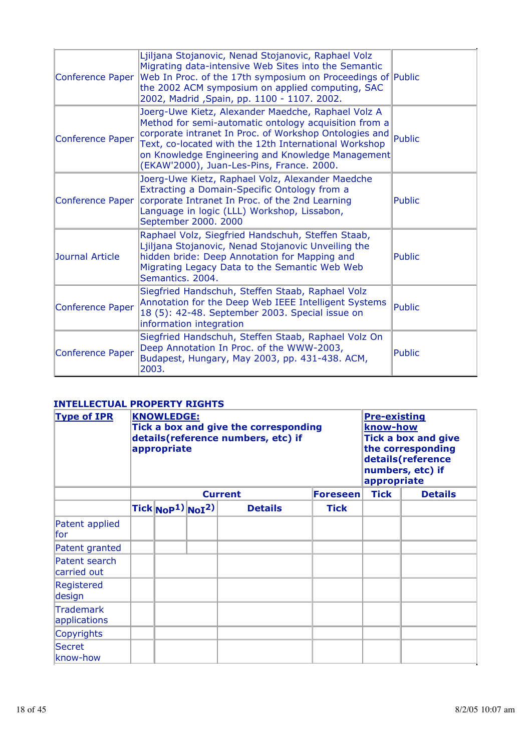| | | |
|---|---|---|
| Conference Paper | Ljiljana Stojanovic, Nenad Stojanovic, Raphael Volz Migrating data-intensive Web Sites into the Semantic Web In Proc. of the 17th symposium on Proceedings of the 2002 ACM symposium on applied computing, SAC 2002, Madrid ,Spain, pp. 1100 - 1107. 2002. | Public |
| Conference Paper | Joerg-Uwe Kietz, Alexander Maedche, Raphael Volz A Method for semi-automatic ontology acquisition from a corporate intranet In Proc. of Workshop Ontologies and Text, co-located with the 12th International Workshop on Knowledge Engineering and Knowledge Management (EKAW'2000), Juan-Les-Pins, France. 2000. | Public |
| Conference Paper | Joerg-Uwe Kietz, Raphael Volz, Alexander Maedche Extracting a Domain-Specific Ontology from a corporate Intranet In Proc. of the 2nd Learning Language in logic (LLL) Workshop, Lissabon, September 2000. 2000 | Public |
| Journal Article | Raphael Volz, Siegfried Handschuh, Steffen Staab, Ljiljana Stojanovic, Nenad Stojanovic Unveiling the hidden bride: Deep Annotation for Mapping and Migrating Legacy Data to the Semantic Web Web Semantics. 2004. | Public |
| Conference Paper | Siegfried Handschuh, Steffen Staab, Raphael Volz Annotation for the Deep Web IEEE Intelligent Systems 18 (5): 42-48. September 2003. Special issue on information integration | Public |
| Conference Paper | Siegfried Handschuh, Steffen Staab, Raphael Volz On Deep Annotation In Proc. of the WWW-2003, Budapest, Hungary, May 2003, pp. 431-438. ACM, 2003. | Public |

**INTELLECTUAL PROPERTY RIGHTS**

| **Type of IPR** | **KNOWLEDGE: Tick a box and give the corresponding details(reference numbers, etc) if appropriate** | | | | | **Pre-existing know-how Tick a box and give the corresponding details(reference numbers, etc) if appropriate** | |
|---|---|---|---|---|---|---|---|
| | **Current** | | | | **Foreseen** | **Tick** | **Details** |
| | **Tick** | **NoP[1)]** | **NoI[2)]** | **Details** | **Tick** | | |
| Patent applied for | | | | | | | |
| Patent granted | | | | | | | |
| Patent search carried out | | | | | | | |
| Registered design | | | | | | | |
| Trademark applications | | | | | | | |
| Copyrights | | | | | | | |
| Secret know-how | | | | | | | |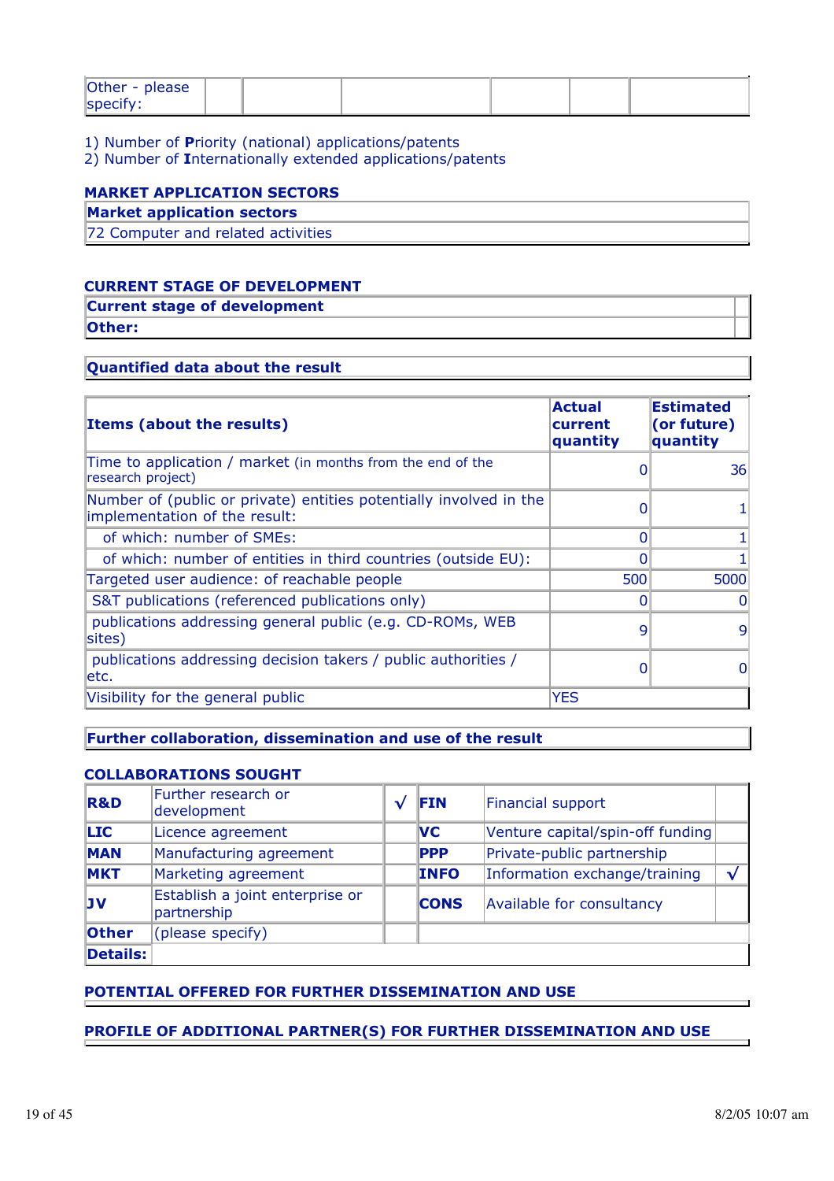| Other - please specify: | | | | | |
|---|---|---|---|---|---|

1) Number of **P**riority (national) applications/patents
2) Number of **I**nternationally extended applications/patents

## MARKET APPLICATION SECTORS

| Market application sectors |
|---|
| 72 Computer and related activities |

## CURRENT STAGE OF DEVELOPMENT

| Current stage of development | |
|---|---|
| **Other:** | |

### Quantified data about the result

| Items (about the results) | Actual current quantity | Estimated (or future) quantity |
|---|---|---|
| Time to application / market (in months from the end of the research project) | 0 | 36 |
| Number of (public or private) entities potentially involved in the implementation of the result: | 0 | 1 |
| of which: number of SMEs: | 0 | 1 |
| of which: number of entities in third countries (outside EU): | 0 | 1 |
| Targeted user audience: of reachable people | 500 | 5000 |
| S&T publications (referenced publications only) | 0 | 0 |
| publications addressing general public (e.g. CD-ROMs, WEB sites) | 9 | 9 |
| publications addressing decision takers / public authorities / etc. | 0 | 0 |
| Visibility for the general public | YES | |

### Further collaboration, dissemination and use of the result

## COLLABORATIONS SOUGHT

| | | | | | |
|---|---|---|---|---|---|
| **R&D** | Further research or development | √ | **FIN** | Financial support | |
| **LIC** | Licence agreement | | **VC** | Venture capital/spin-off funding | |
| **MAN** | Manufacturing agreement | | **PPP** | Private-public partnership | |
| **MKT** | Marketing agreement | | **INFO** | Information exchange/training | √ |
| **JV** | Establish a joint enterprise or partnership | | **CONS** | Available for consultancy | |
| **Other** | (please specify) | | | | |
| **Details:** | | | | | |

## POTENTIAL OFFERED FOR FURTHER DISSEMINATION AND USE

## PROFILE OF ADDITIONAL PARTNER(S) FOR FURTHER DISSEMINATION AND USE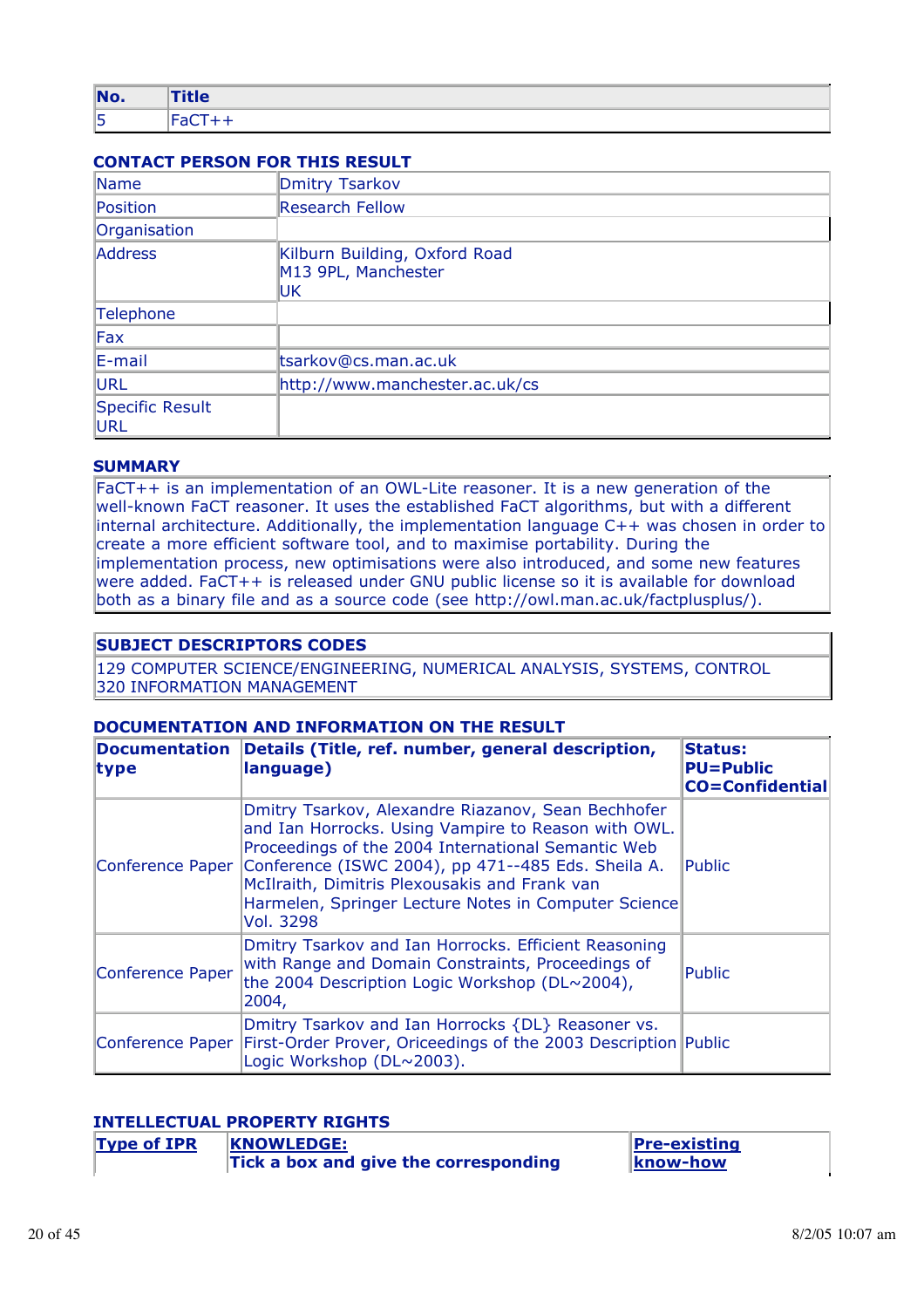| No. | Title |
|---|---|
| 5 | FaCT++ |

### CONTACT PERSON FOR THIS RESULT

| | |
|---|---|
| Name | Dmitry Tsarkov |
| Position | Research Fellow |
| Organisation | |
| Address | Kilburn Building, Oxford Road<br>M13 9PL, Manchester<br>UK |
| Telephone | |
| Fax | |
| E-mail | tsarkov@cs.man.ac.uk |
| URL | http://www.manchester.ac.uk/cs |
| Specific Result URL | |

### SUMMARY

FaCT++ is an implementation of an OWL-Lite reasoner. It is a new generation of the well-known FaCT reasoner. It uses the established FaCT algorithms, but with a different internal architecture. Additionally, the implementation language C++ was chosen in order to create a more efficient software tool, and to maximise portability. During the implementation process, new optimisations were also introduced, and some new features were added. FaCT++ is released under GNU public license so it is available for download both as a binary file and as a source code (see http://owl.man.ac.uk/factplusplus/).

| SUBJECT DESCRIPTORS CODES |
|---|
| 129 COMPUTER SCIENCE/ENGINEERING, NUMERICAL ANALYSIS, SYSTEMS, CONTROL<br>320 INFORMATION MANAGEMENT |

### DOCUMENTATION AND INFORMATION ON THE RESULT

| Documentation type | Details (Title, ref. number, general description, language) | Status: PU=Public CO=Confidential |
|---|---|---|
| Conference Paper | Dmitry Tsarkov, Alexandre Riazanov, Sean Bechhofer and Ian Horrocks. Using Vampire to Reason with OWL. Proceedings of the 2004 International Semantic Web Conference (ISWC 2004), pp 471--485 Eds. Sheila A. McIlraith, Dimitris Plexousakis and Frank van Harmelen, Springer Lecture Notes in Computer Science Vol. 3298 | Public |
| Conference Paper | Dmitry Tsarkov and Ian Horrocks. Efficient Reasoning with Range and Domain Constraints, Proceedings of the 2004 Description Logic Workshop (DL~2004), 2004, | Public |
| Conference Paper | Dmitry Tsarkov and Ian Horrocks {DL} Reasoner vs. First-Order Prover, Oriceedings of the 2003 Description Logic Workshop (DL~2003). | Public |

### INTELLECTUAL PROPERTY RIGHTS

| Type of IPR | KNOWLEDGE: Tick a box and give the corresponding | Pre-existing know-how |
|---|---|---|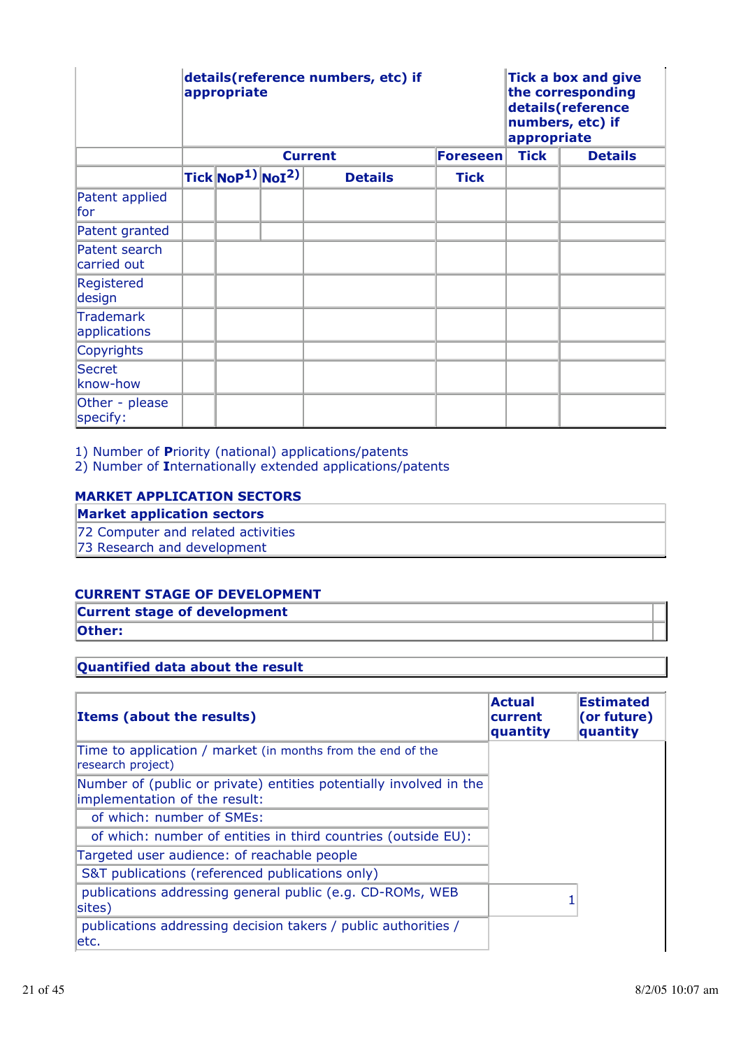| | details(reference numbers, etc) if appropriate | | | | | Tick a box and give the corresponding details(reference numbers, etc) if appropriate | |
|---|---|---|---|---|---|---|---|
| | Current | | | | Foreseen | Tick | Details |
| | Tick | NoP[1)] | NoI[2)] | Details | Tick | | |
| Patent applied for | | | | | | | |
| Patent granted | | | | | | | |
| Patent search carried out | | | | | | | |
| Registered design | | | | | | | |
| Trademark applications | | | | | | | |
| Copyrights | | | | | | | |
| Secret know-how | | | | | | | |
| Other - please specify: | | | | | | | |

1) Number of **P**riority (national) applications/patents
2) Number of **I**nternationally extended applications/patents

## MARKET APPLICATION SECTORS

| Market application sectors |
|---|
| 72 Computer and related activities<br>73 Research and development |

## CURRENT STAGE OF DEVELOPMENT

| Current stage of development | |
|---|---|
| **Other:** | |

| Quantified data about the result |
|---|

| Items (about the results) | Actual current quantity | Estimated (or future) quantity |
|---|---|---|
| Time to application / market (in months from the end of the research project) | | |
| Number of (public or private) entities potentially involved in the implementation of the result: | | |
| of which: number of SMEs: | | |
| of which: number of entities in third countries (outside EU): | | |
| Targeted user audience: of reachable people | | |
| S&T publications (referenced publications only) | | |
| publications addressing general public (e.g. CD-ROMs, WEB sites) | 1 | |
| publications addressing decision takers / public authorities / etc. | | |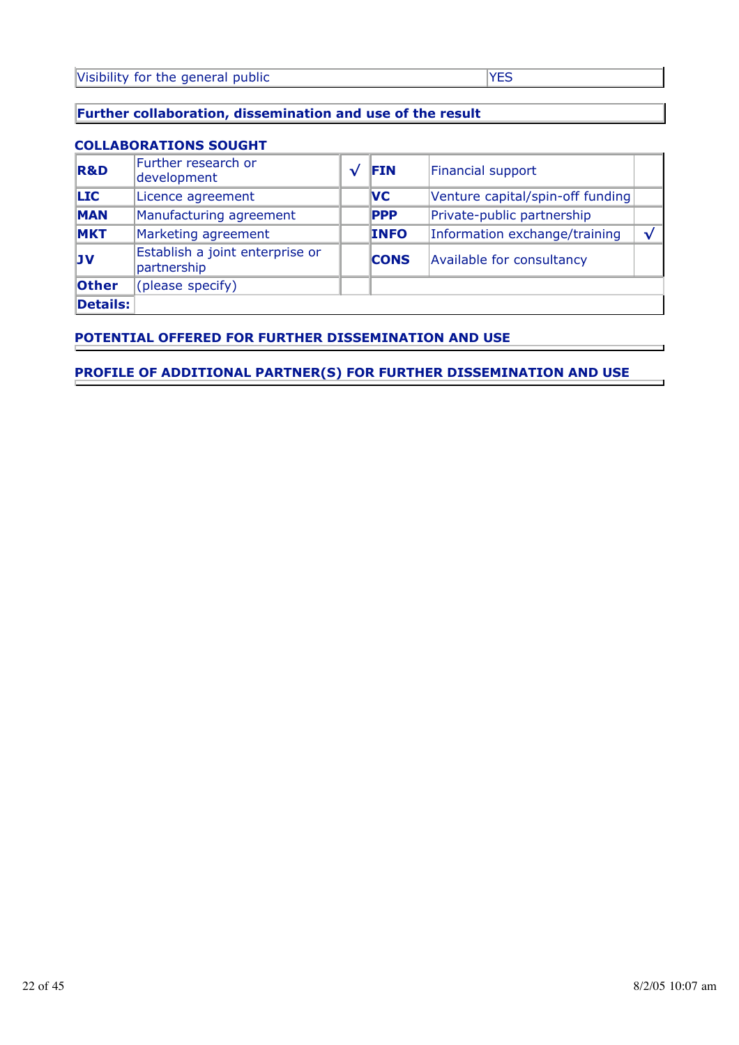| Visibility for the general public | YES |
|---|---|

**Further collaboration, dissemination and use of the result**

**COLLABORATIONS SOUGHT**

| | | | | | |
|---|---|---|---|---|---|
| **R&D** | Further research or development | √ | **FIN** | Financial support | |
| **LIC** | Licence agreement | | **VC** | Venture capital/spin-off funding | |
| **MAN** | Manufacturing agreement | | **PPP** | Private-public partnership | |
| **MKT** | Marketing agreement | | **INFO** | Information exchange/training | √ |
| **JV** | Establish a joint enterprise or partnership | | **CONS** | Available for consultancy | |
| **Other** | (please specify) | | | | |
| **Details:** | | | | | |

**POTENTIAL OFFERED FOR FURTHER DISSEMINATION AND USE**

**PROFILE OF ADDITIONAL PARTNER(S) FOR FURTHER DISSEMINATION AND USE**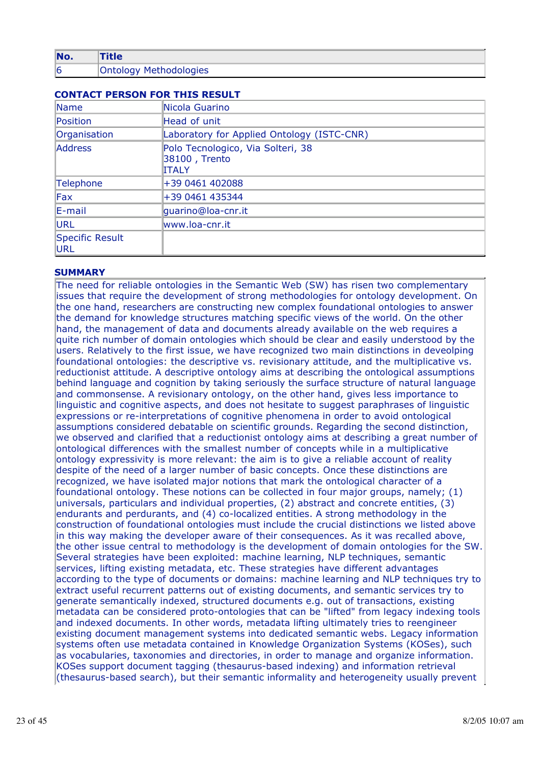| No. | Title |
| --- | --- |
| 6 | Ontology Methodologies |

**CONTACT PERSON FOR THIS RESULT**

| | |
| --- | --- |
| Name | Nicola Guarino |
| Position | Head of unit |
| Organisation | Laboratory for Applied Ontology (ISTC-CNR) |
| Address | Polo Tecnologico, Via Solteri, 38<br>38100 , Trento<br>ITALY |
| Telephone | +39 0461 402088 |
| Fax | +39 0461 435344 |
| E-mail | guarino@loa-cnr.it |
| URL | www.loa-cnr.it |
| Specific Result URL | |

**SUMMARY**

The need for reliable ontologies in the Semantic Web (SW) has risen two complementary issues that require the development of strong methodologies for ontology development. On the one hand, researchers are constructing new complex foundational ontologies to answer the demand for knowledge structures matching specific views of the world. On the other hand, the management of data and documents already available on the web requires a quite rich number of domain ontologies which should be clear and easily understood by the users. Relatively to the first issue, we have recognized two main distinctions in deveolping foundational ontologies: the descriptive vs. revisionary attitude, and the multiplicative vs. reductionist attitude. A descriptive ontology aims at describing the ontological assumptions behind language and cognition by taking seriously the surface structure of natural language and commonsense. A revisionary ontology, on the other hand, gives less importance to linguistic and cognitive aspects, and does not hesitate to suggest paraphrases of linguistic expressions or re-interpretations of cognitive phenomena in order to avoid ontological assumptions considered debatable on scientific grounds. Regarding the second distinction, we observed and clarified that a reductionist ontology aims at describing a great number of ontological differences with the smallest number of concepts while in a multiplicative ontology expressivity is more relevant: the aim is to give a reliable account of reality despite of the need of a larger number of basic concepts. Once these distinctions are recognized, we have isolated major notions that mark the ontological character of a foundational ontology. These notions can be collected in four major groups, namely; (1) universals, particulars and individual properties, (2) abstract and concrete entities, (3) endurants and perdurants, and (4) co-localized entities. A strong methodology in the construction of foundational ontologies must include the crucial distinctions we listed above in this way making the developer aware of their consequences. As it was recalled above, the other issue central to methodology is the development of domain ontologies for the SW. Several strategies have been exploited: machine learning, NLP techniques, semantic services, lifting existing metadata, etc. These strategies have different advantages according to the type of documents or domains: machine learning and NLP techniques try to extract useful recurrent patterns out of existing documents, and semantic services try to generate semantically indexed, structured documents e.g. out of transactions, existing metadata can be considered proto-ontologies that can be "lifted" from legacy indexing tools and indexed documents. In other words, metadata lifting ultimately tries to reengineer existing document management systems into dedicated semantic webs. Legacy information systems often use metadata contained in Knowledge Organization Systems (KOSes), such as vocabularies, taxonomies and directories, in order to manage and organize information. KOSes support document tagging (thesaurus-based indexing) and information retrieval (thesaurus-based search), but their semantic informality and heterogeneity usually prevent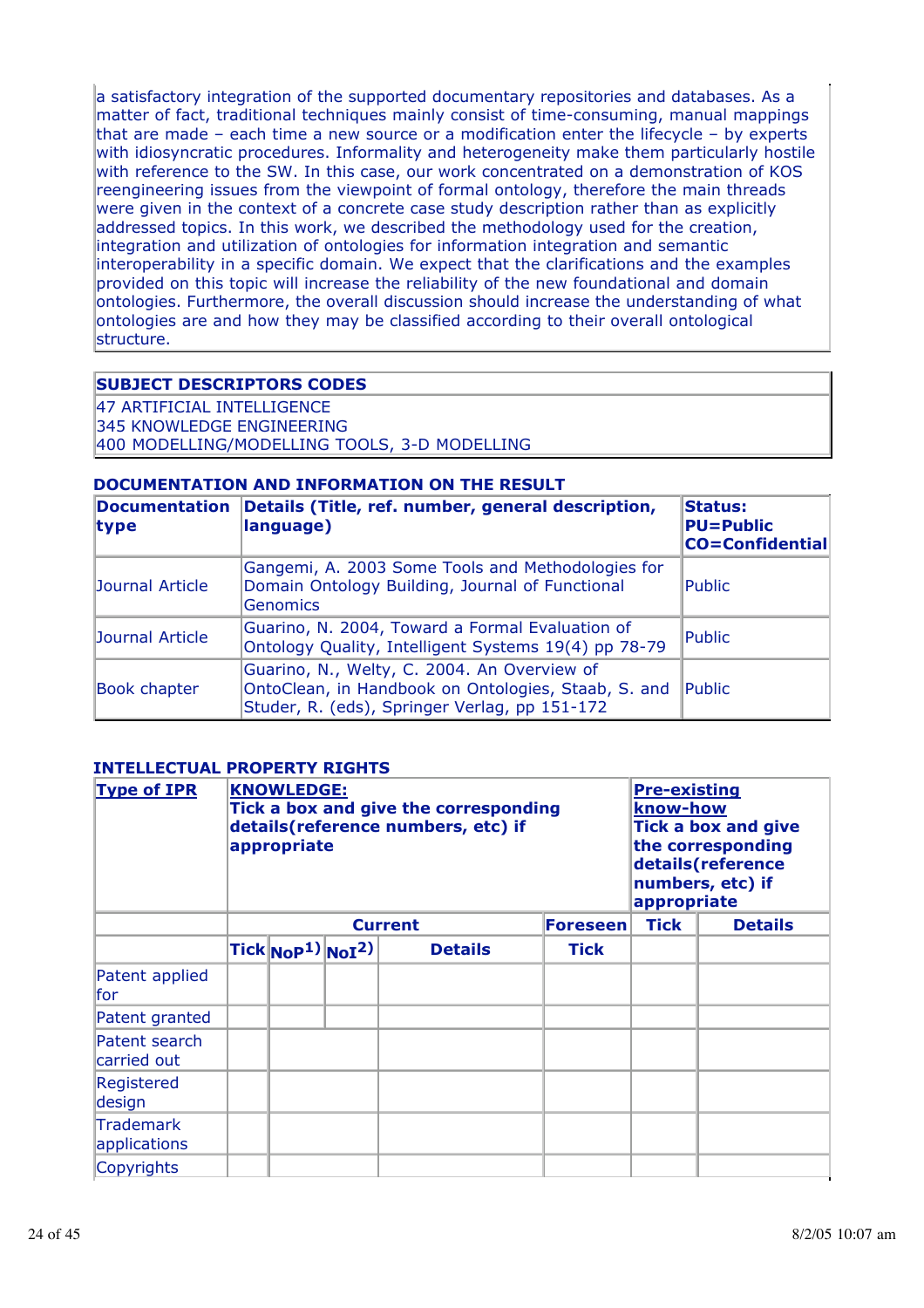a satisfactory integration of the supported documentary repositories and databases. As a matter of fact, traditional techniques mainly consist of time-consuming, manual mappings that are made – each time a new source or a modification enter the lifecycle – by experts with idiosyncratic procedures. Informality and heterogeneity make them particularly hostile with reference to the SW. In this case, our work concentrated on a demonstration of KOS reengineering issues from the viewpoint of formal ontology, therefore the main threads were given in the context of a concrete case study description rather than as explicitly addressed topics. In this work, we described the methodology used for the creation, integration and utilization of ontologies for information integration and semantic interoperability in a specific domain. We expect that the clarifications and the examples provided on this topic will increase the reliability of the new foundational and domain ontologies. Furthermore, the overall discussion should increase the understanding of what ontologies are and how they may be classified according to their overall ontological structure.

| **SUBJECT DESCRIPTORS CODES** |
| --- |
| 47 ARTIFICIAL INTELLIGENCE<br>345 KNOWLEDGE ENGINEERING<br>400 MODELLING/MODELLING TOOLS, 3-D MODELLING |

### DOCUMENTATION AND INFORMATION ON THE RESULT

| Documentation type | Details (Title, ref. number, general description, language) | Status: PU=Public CO=Confidential |
| --- | --- | --- |
| Journal Article | Gangemi, A. 2003 Some Tools and Methodologies for Domain Ontology Building, Journal of Functional Genomics | Public |
| Journal Article | Guarino, N. 2004, Toward a Formal Evaluation of Ontology Quality, Intelligent Systems 19(4) pp 78-79 | Public |
| Book chapter | Guarino, N., Welty, C. 2004. An Overview of OntoClean, in Handbook on Ontologies, Staab, S. and Studer, R. (eds), Springer Verlag, pp 151-172 | Public |

### INTELLECTUAL PROPERTY RIGHTS

| Type of IPR | KNOWLEDGE: Tick a box and give the corresponding details(reference numbers, etc) if appropriate | | | | | Pre-existing know-how Tick a box and give the corresponding details(reference numbers, etc) if appropriate | |
| --- | --- | --- | --- | --- | --- | --- | --- |
| | Current | | | | Foreseen | Tick | Details |
| | Tick | NoP[1)] | NoI[2)] | Details | Tick | | |
| Patent applied for | | | | | | | |
| Patent granted | | | | | | | |
| Patent search carried out | | | | | | | |
| Registered design | | | | | | | |
| Trademark applications | | | | | | | |
| Copyrights | | | | | | | |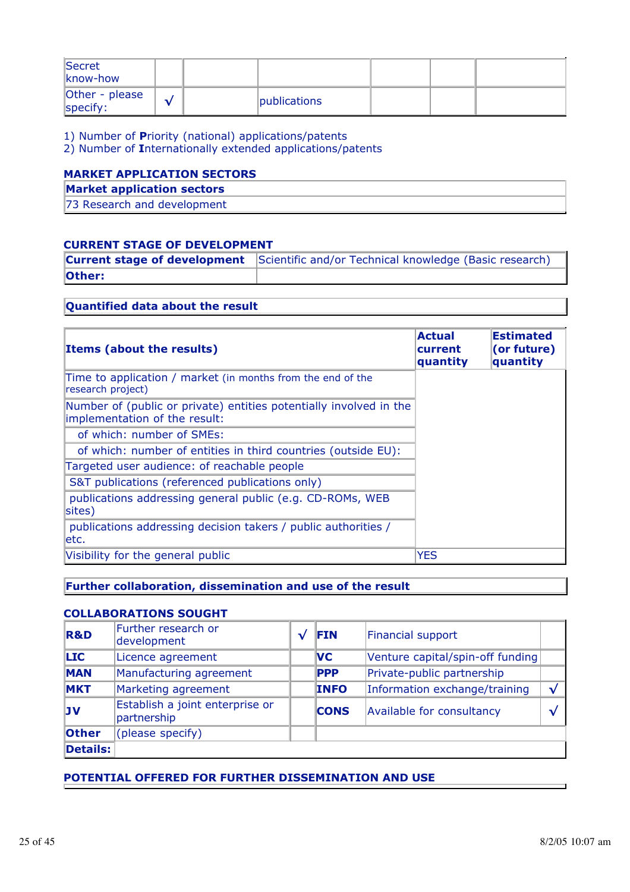| | | | | | | |
|---|---|---|---|---|---|---|
| Secret know-how | | | | | | |
| Other - please specify: | √ | | publications | | | |

1) Number of **P**riority (national) applications/patents
2) Number of **I**nternationally extended applications/patents

### MARKET APPLICATION SECTORS

| **Market application sectors** |
|---|
| 73 Research and development |

### CURRENT STAGE OF DEVELOPMENT

| **Current stage of development** | Scientific and/or Technical knowledge (Basic research) |
|---|---|
| **Other:** | |

### Quantified data about the result

| **Items (about the results)** | **Actual current quantity** | **Estimated (or future) quantity** |
|---|---|---|
| Time to application / market (in months from the end of the research project) | | |
| Number of (public or private) entities potentially involved in the implementation of the result: | | |
| of which: number of SMEs: | | |
| of which: number of entities in third countries (outside EU): | | |
| Targeted user audience: of reachable people | | |
| S&T publications (referenced publications only) | | |
| publications addressing general public (e.g. CD-ROMs, WEB sites) | | |
| publications addressing decision takers / public authorities / etc. | | |
| Visibility for the general public | YES | |

### Further collaboration, dissemination and use of the result

### COLLABORATIONS SOUGHT

| | | | | | |
|---|---|---|---|---|---|
| **R&D** | Further research or development | √ | **FIN** | Financial support | |
| **LIC** | Licence agreement | | **VC** | Venture capital/spin-off funding | |
| **MAN** | Manufacturing agreement | | **PPP** | Private-public partnership | |
| **MKT** | Marketing agreement | | **INFO** | Information exchange/training | √ |
| **JV** | Establish a joint enterprise or partnership | | **CONS** | Available for consultancy | √ |
| **Other** | (please specify) | | | | |
| **Details:** | | | | | |

### POTENTIAL OFFERED FOR FURTHER DISSEMINATION AND USE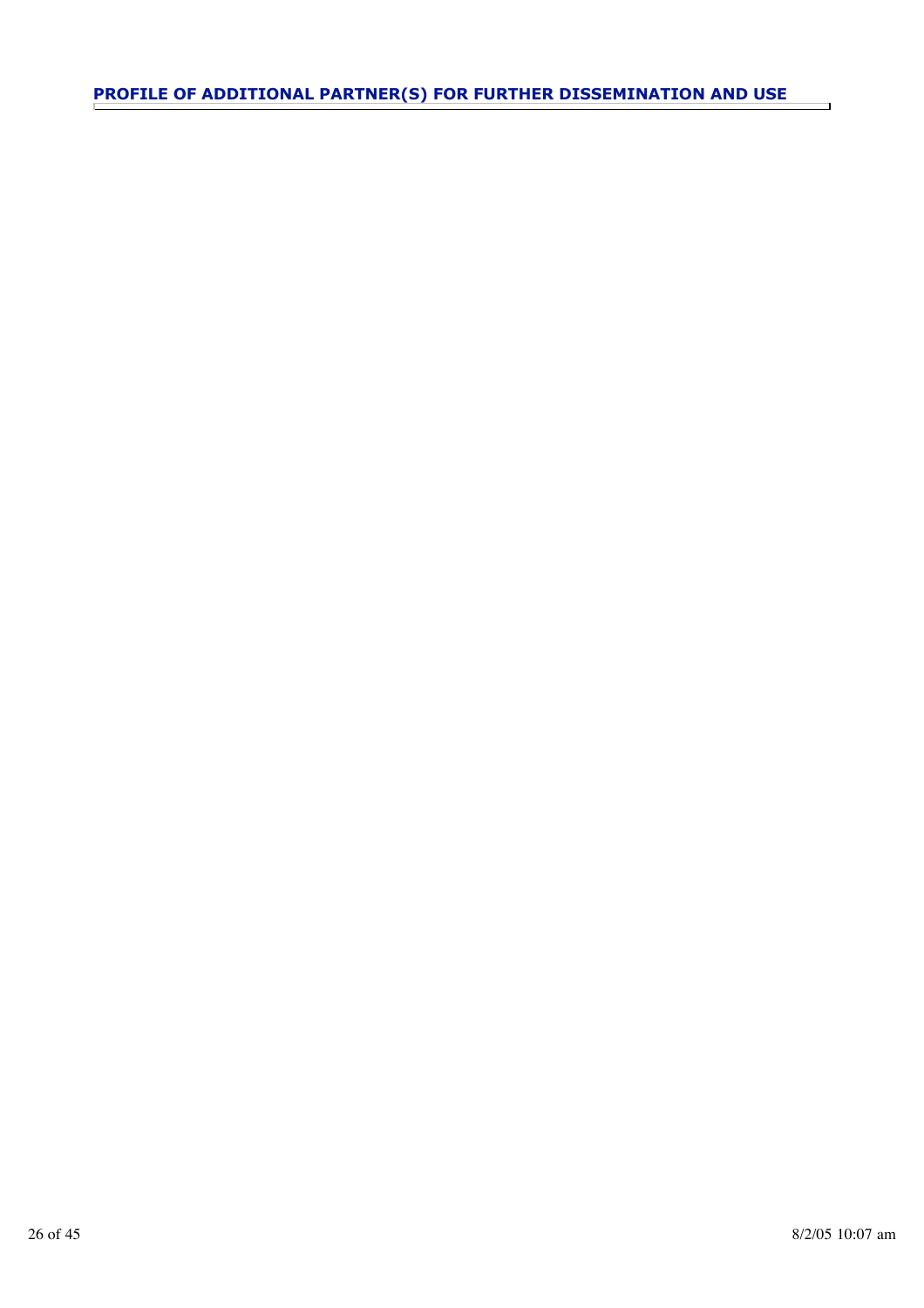## PROFILE OF ADDITIONAL PARTNER(S) FOR FURTHER DISSEMINATION AND USE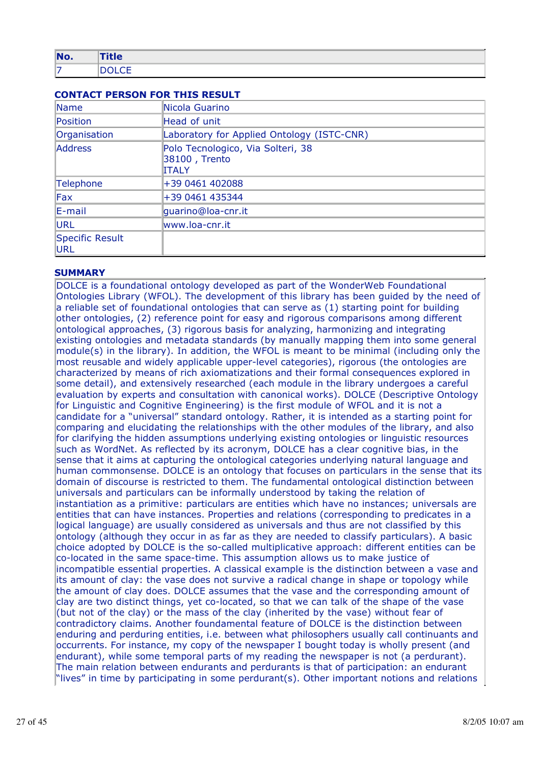| No. | Title |
| --- | --- |
| 7 | DOLCE |

### CONTACT PERSON FOR THIS RESULT

| | |
| --- | --- |
| Name | Nicola Guarino |
| Position | Head of unit |
| Organisation | Laboratory for Applied Ontology (ISTC-CNR) |
| Address | Polo Tecnologico, Via Solteri, 38<br>38100 , Trento<br>ITALY |
| Telephone | +39 0461 402088 |
| Fax | +39 0461 435344 |
| E-mail | guarino@loa-cnr.it |
| URL | www.loa-cnr.it |
| Specific Result URL | |

### SUMMARY

DOLCE is a foundational ontology developed as part of the WonderWeb Foundational Ontologies Library (WFOL). The development of this library has been guided by the need of a reliable set of foundational ontologies that can serve as (1) starting point for building other ontologies, (2) reference point for easy and rigorous comparisons among different ontological approaches, (3) rigorous basis for analyzing, harmonizing and integrating existing ontologies and metadata standards (by manually mapping them into some general module(s) in the library). In addition, the WFOL is meant to be minimal (including only the most reusable and widely applicable upper-level categories), rigorous (the ontologies are characterized by means of rich axiomatizations and their formal consequences explored in some detail), and extensively researched (each module in the library undergoes a careful evaluation by experts and consultation with canonical works). DOLCE (Descriptive Ontology for Linguistic and Cognitive Engineering) is the first module of WFOL and it is not a candidate for a "universal" standard ontology. Rather, it is intended as a starting point for comparing and elucidating the relationships with the other modules of the library, and also for clarifying the hidden assumptions underlying existing ontologies or linguistic resources such as WordNet. As reflected by its acronym, DOLCE has a clear cognitive bias, in the sense that it aims at capturing the ontological categories underlying natural language and human commonsense. DOLCE is an ontology that focuses on particulars in the sense that its domain of discourse is restricted to them. The fundamental ontological distinction between universals and particulars can be informally understood by taking the relation of instantiation as a primitive: particulars are entities which have no instances; universals are entities that can have instances. Properties and relations (corresponding to predicates in a logical language) are usually considered as universals and thus are not classified by this ontology (although they occur in as far as they are needed to classify particulars). A basic choice adopted by DOLCE is the so-called multiplicative approach: different entities can be co-located in the same space-time. This assumption allows us to make justice of incompatible essential properties. A classical example is the distinction between a vase and its amount of clay: the vase does not survive a radical change in shape or topology while the amount of clay does. DOLCE assumes that the vase and the corresponding amount of clay are two distinct things, yet co-located, so that we can talk of the shape of the vase (but not of the clay) or the mass of the clay (inherited by the vase) without fear of contradictory claims. Another foundational feature of DOLCE is the distinction between enduring and perduring entities, i.e. between what philosophers usually call continuants and occurrents. For instance, my copy of the newspaper I bought today is wholly present (and endurant), while some temporal parts of my reading the newspaper is not (a perdurant). The main relation between endurants and perdurants is that of participation: an endurant "lives" in time by participating in some perdurant(s). Other important notions and relations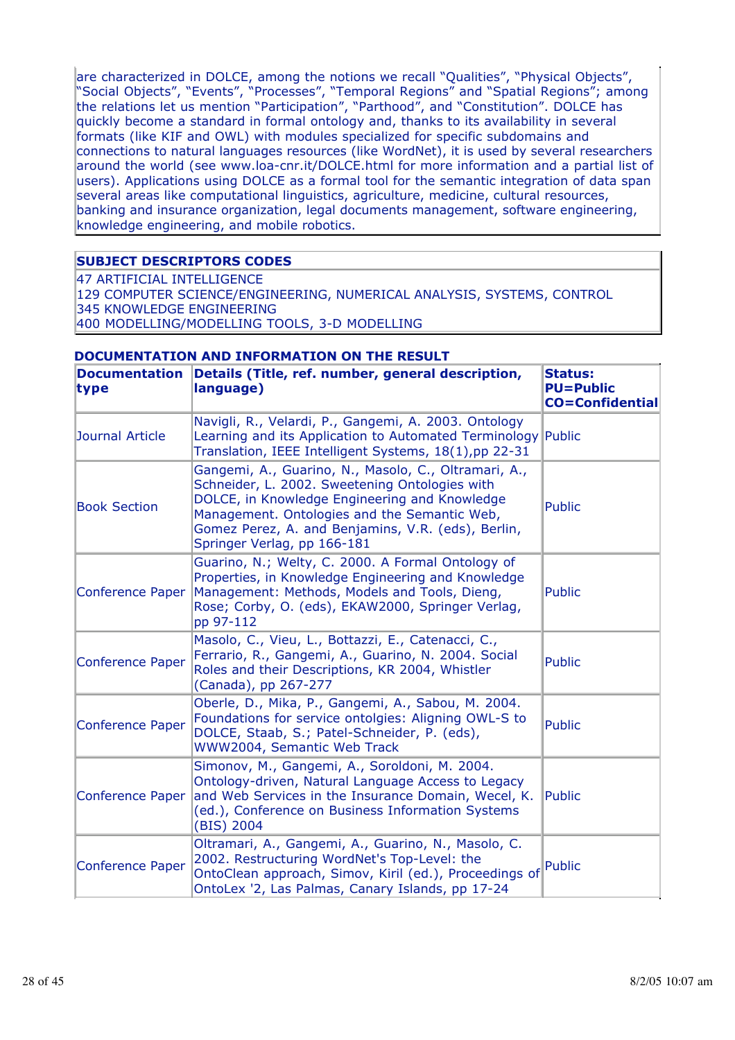are characterized in DOLCE, among the notions we recall "Qualities", "Physical Objects", "Social Objects", "Events", "Processes", "Temporal Regions" and "Spatial Regions"; among the relations let us mention "Participation", "Parthood", and "Constitution". DOLCE has quickly become a standard in formal ontology and, thanks to its availability in several formats (like KIF and OWL) with modules specialized for specific subdomains and connections to natural languages resources (like WordNet), it is used by several researchers around the world (see www.loa-cnr.it/DOLCE.html for more information and a partial list of users). Applications using DOLCE as a formal tool for the semantic integration of data span several areas like computational linguistics, agriculture, medicine, cultural resources, banking and insurance organization, legal documents management, software engineering, knowledge engineering, and mobile robotics.

| SUBJECT DESCRIPTORS CODES |
|---|
| 47 ARTIFICIAL INTELLIGENCE<br>129 COMPUTER SCIENCE/ENGINEERING, NUMERICAL ANALYSIS, SYSTEMS, CONTROL<br>345 KNOWLEDGE ENGINEERING<br>400 MODELLING/MODELLING TOOLS, 3-D MODELLING |

**DOCUMENTATION AND INFORMATION ON THE RESULT**

| Documentation type | Details (Title, ref. number, general description, language) | Status: PU=Public CO=Confidential |
|---|---|---|
| Journal Article | Navigli, R., Velardi, P., Gangemi, A. 2003. Ontology Learning and its Application to Automated Terminology Translation, IEEE Intelligent Systems, 18(1),pp 22-31 | Public |
| Book Section | Gangemi, A., Guarino, N., Masolo, C., Oltramari, A., Schneider, L. 2002. Sweetening Ontologies with DOLCE, in Knowledge Engineering and Knowledge Management. Ontologies and the Semantic Web, Gomez Perez, A. and Benjamins, V.R. (eds), Berlin, Springer Verlag, pp 166-181 | Public |
| Conference Paper | Guarino, N.; Welty, C. 2000. A Formal Ontology of Properties, in Knowledge Engineering and Knowledge Management: Methods, Models and Tools, Dieng, Rose; Corby, O. (eds), EKAW2000, Springer Verlag, pp 97-112 | Public |
| Conference Paper | Masolo, C., Vieu, L., Bottazzi, E., Catenacci, C., Ferrario, R., Gangemi, A., Guarino, N. 2004. Social Roles and their Descriptions, KR 2004, Whistler (Canada), pp 267-277 | Public |
| Conference Paper | Oberle, D., Mika, P., Gangemi, A., Sabou, M. 2004. Foundations for service ontolgies: Aligning OWL-S to DOLCE, Staab, S.; Patel-Schneider, P. (eds), WWW2004, Semantic Web Track | Public |
| Conference Paper | Simonov, M., Gangemi, A., Soroldoni, M. 2004. Ontology-driven, Natural Language Access to Legacy and Web Services in the Insurance Domain, Wecel, K. (ed.), Conference on Business Information Systems (BIS) 2004 | Public |
| Conference Paper | Oltramari, A., Gangemi, A., Guarino, N., Masolo, C. 2002. Restructuring WordNet's Top-Level: the OntoClean approach, Simov, Kiril (ed.), Proceedings of OntoLex '2, Las Palmas, Canary Islands, pp 17-24 | Public |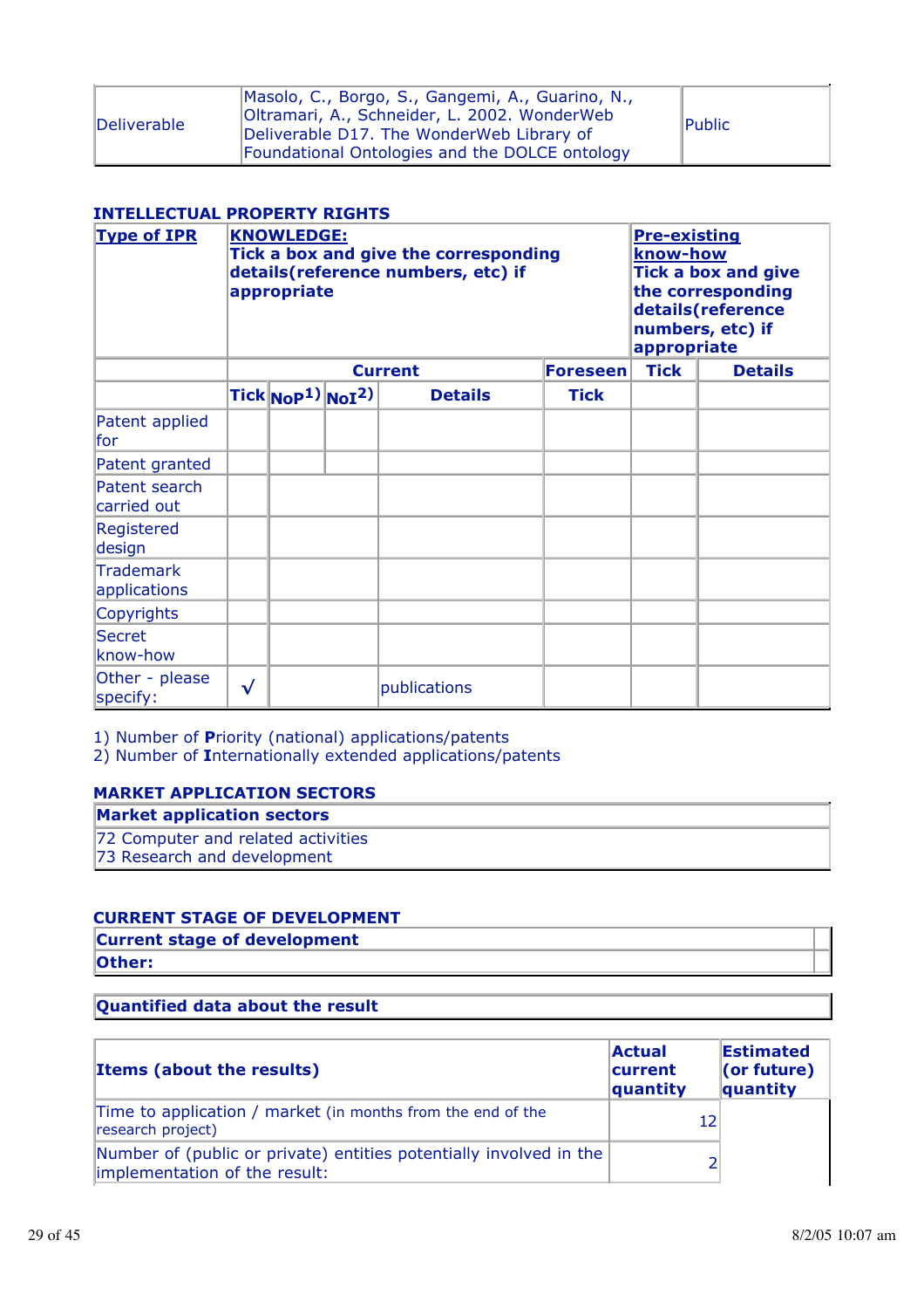| Deliverable | Masolo, C., Borgo, S., Gangemi, A., Guarino, N., Oltramari, A., Schneider, L. 2002. WonderWeb Deliverable D17. The WonderWeb Library of Foundational Ontologies and the DOLCE ontology | Public |
|---|---|---|

### INTELLECTUAL PROPERTY RIGHTS

| Type of IPR | KNOWLEDGE: Tick a box and give the corresponding details(reference numbers, etc) if appropriate | | | | | Pre-existing know-how Tick a box and give the corresponding details(reference numbers, etc) if appropriate | |
|---|---|---|---|---|---|---|---|
| | Current | | | | Foreseen | Tick | Details |
| | Tick | NoP[1)] | NoI[2)] | Details | Tick | | |
| Patent applied for | | | | | | | |
| Patent granted | | | | | | | |
| Patent search carried out | | | | | | | |
| Registered design | | | | | | | |
| Trademark applications | | | | | | | |
| Copyrights | | | | | | | |
| Secret know-how | | | | | | | |
| Other - please specify: | √ | | | publications | | | |

1) Number of **P**riority (national) applications/patents
2) Number of **I**nternationally extended applications/patents

### MARKET APPLICATION SECTORS

| Market application sectors |
|---|
| 72 Computer and related activities<br>73 Research and development |

### CURRENT STAGE OF DEVELOPMENT

| Current stage of development | |
|---|---|
| **Other:** | |

**Quantified data about the result**

| Items (about the results) | Actual current quantity | Estimated (or future) quantity |
|---|---|---|
| Time to application / market (in months from the end of the research project) | 12 | |
| Number of (public or private) entities potentially involved in the implementation of the result: | 2 | |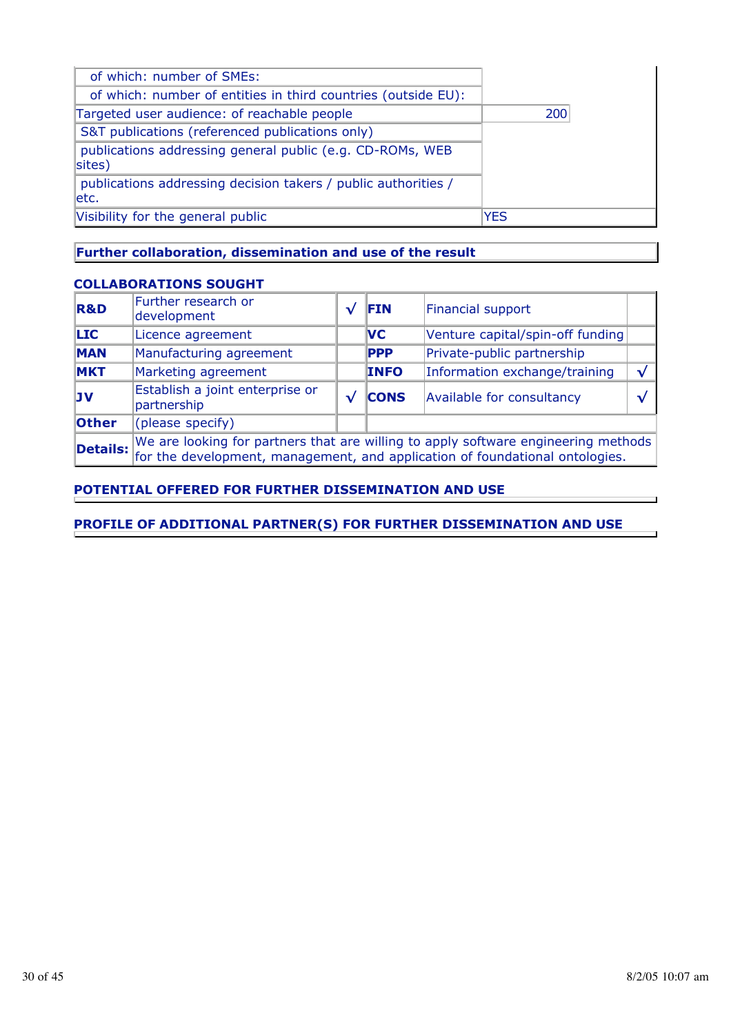| | |
|---|---|
| of which: number of SMEs: | |
| of which: number of entities in third countries (outside EU): | |
| Targeted user audience: of reachable people | 200 |
| S&T publications (referenced publications only) | |
| publications addressing general public (e.g. CD-ROMs, WEB sites) | |
| publications addressing decision takers / public authorities / etc. | |
| Visibility for the general public | YES |

**Further collaboration, dissemination and use of the result**

**COLLABORATIONS SOUGHT**

| | | | | | |
|---|---|---|---|---|---|
| **R&D** | Further research or development | √ | **FIN** | Financial support | |
| **LIC** | Licence agreement | | **VC** | Venture capital/spin-off funding | |
| **MAN** | Manufacturing agreement | | **PPP** | Private-public partnership | |
| **MKT** | Marketing agreement | | **INFO** | Information exchange/training | √ |
| **JV** | Establish a joint enterprise or partnership | √ | **CONS** | Available for consultancy | √ |
| **Other** | (please specify) | | | | |
| **Details:** | We are looking for partners that are willing to apply software engineering methods for the development, management, and application of foundational ontologies. | | | | |

**POTENTIAL OFFERED FOR FURTHER DISSEMINATION AND USE**

**PROFILE OF ADDITIONAL PARTNER(S) FOR FURTHER DISSEMINATION AND USE**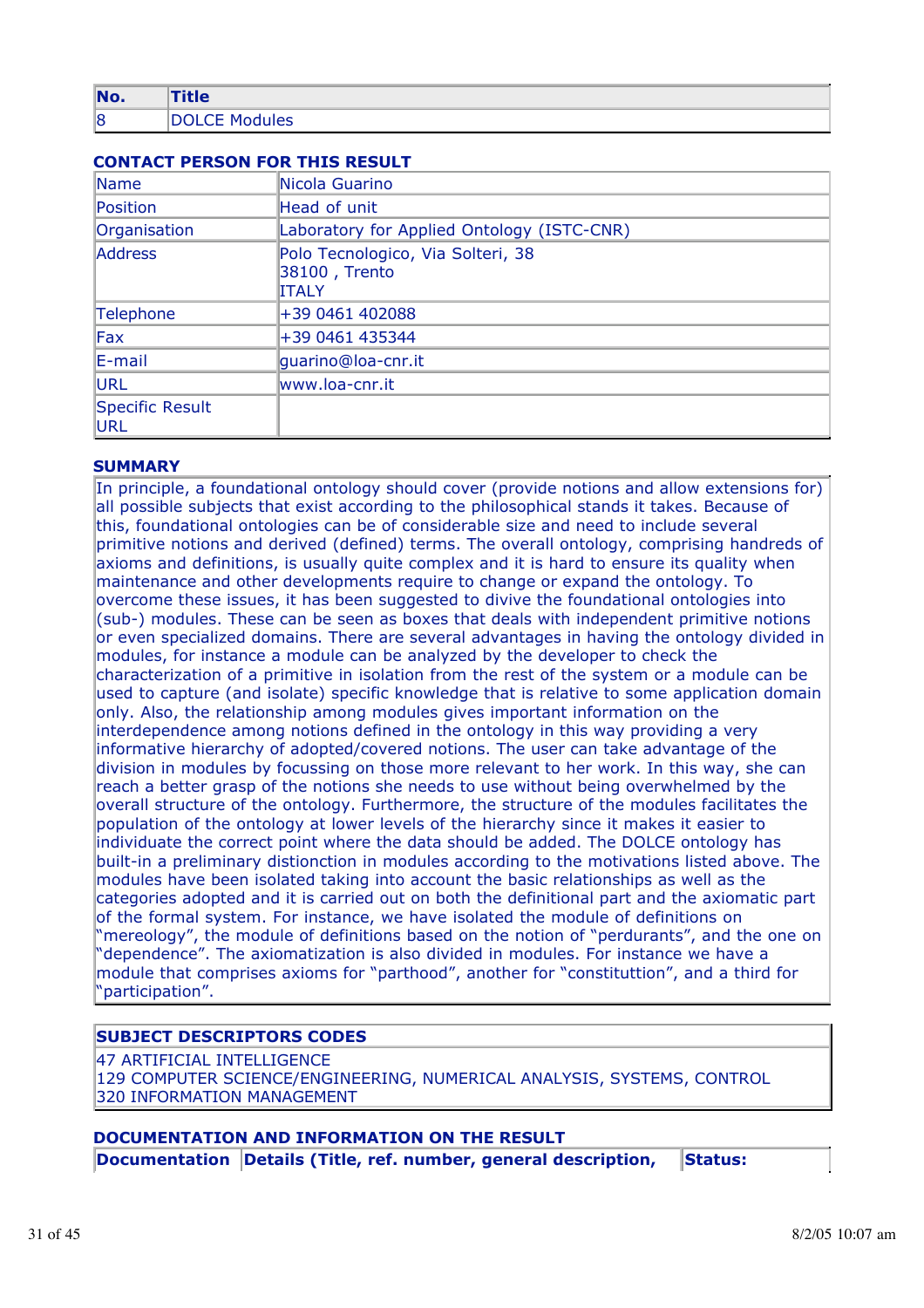| No. | Title |
|---|---|
| 8 | DOLCE Modules |

### CONTACT PERSON FOR THIS RESULT

| | |
|---|---|
| Name | Nicola Guarino |
| Position | Head of unit |
| Organisation | Laboratory for Applied Ontology (ISTC-CNR) |
| Address | Polo Tecnologico, Via Solteri, 38<br>38100 , Trento<br>ITALY |
| Telephone | +39 0461 402088 |
| Fax | +39 0461 435344 |
| E-mail | guarino@loa-cnr.it |
| URL | www.loa-cnr.it |
| Specific Result URL | |

### SUMMARY

In principle, a foundational ontology should cover (provide notions and allow extensions for) all possible subjects that exist according to the philosophical stands it takes. Because of this, foundational ontologies can be of considerable size and need to include several primitive notions and derived (defined) terms. The overall ontology, comprising hundreds of axioms and definitions, is usually quite complex and it is hard to ensure its quality when maintenance and other developments require to change or expand the ontology. To overcome these issues, it has been suggested to divive the foundational ontologies into (sub-) modules. These can be seen as boxes that deals with independent primitive notions or even specialized domains. There are several advantages in having the ontology divided in modules, for instance a module can be analyzed by the developer to check the characterization of a primitive in isolation from the rest of the system or a module can be used to capture (and isolate) specific knowledge that is relative to some application domain only. Also, the relationship among modules gives important information on the interdependence among notions defined in the ontology in this way providing a very informative hierarchy of adopted/covered notions. The user can take advantage of the division in modules by focussing on those more relevant to her work. In this way, she can reach a better grasp of the notions she needs to use without being overwhelmed by the overall structure of the ontology. Furthermore, the structure of the modules facilitates the population of the ontology at lower levels of the hierarchy since it makes it easier to individuate the correct point where the data should be added. The DOLCE ontology has built-in a preliminary distionction in modules according to the motivations listed above. The modules have been isolated taking into account the basic relationships as well as the categories adopted and it is carried out on both the definitional part and the axiomatic part of the formal system. For instance, we have isolated the module of definitions on "mereology", the module of definitions based on the notion of "perdurants", and the one on "dependence". The axiomatization is also divided in modules. For instance we have a module that comprises axioms for "parthood", another for "constituttion", and a third for "participation".

| SUBJECT DESCRIPTORS CODES |
|---|
| 47 ARTIFICIAL INTELLIGENCE<br>129 COMPUTER SCIENCE/ENGINEERING, NUMERICAL ANALYSIS, SYSTEMS, CONTROL<br>320 INFORMATION MANAGEMENT |

### DOCUMENTATION AND INFORMATION ON THE RESULT

| Documentation | Details (Title, ref. number, general description, | Status: |
|---|---|---|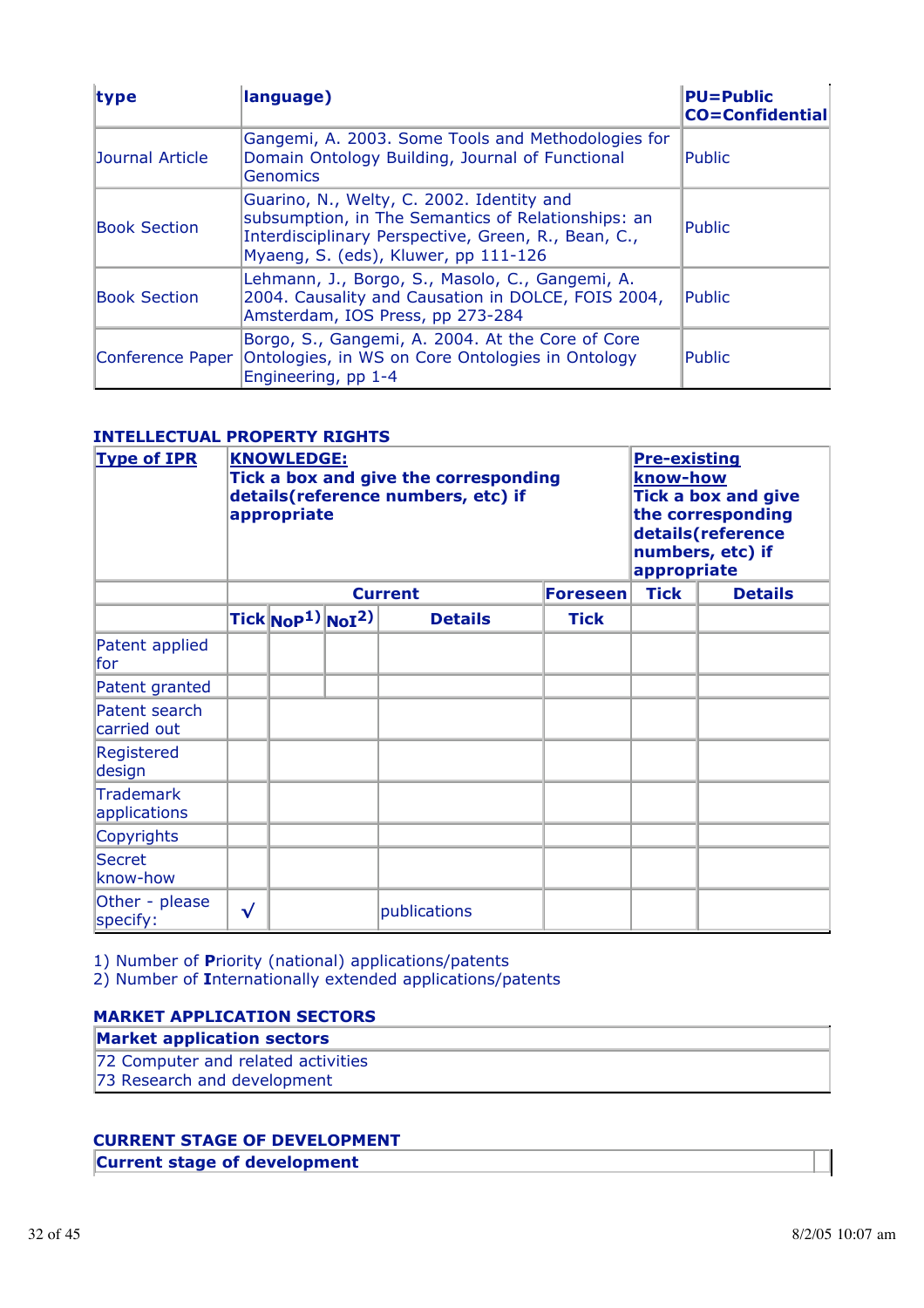| type | language) | PU=Public CO=Confidential |
|---|---|---|
| Journal Article | Gangemi, A. 2003. Some Tools and Methodologies for Domain Ontology Building, Journal of Functional Genomics | Public |
| Book Section | Guarino, N., Welty, C. 2002. Identity and subsumption, in The Semantics of Relationships: an Interdisciplinary Perspective, Green, R., Bean, C., Myaeng, S. (eds), Kluwer, pp 111-126 | Public |
| Book Section | Lehmann, J., Borgo, S., Masolo, C., Gangemi, A. 2004. Causality and Causation in DOLCE, FOIS 2004, Amsterdam, IOS Press, pp 273-284 | Public |
| Conference Paper | Borgo, S., Gangemi, A. 2004. At the Core of Core Ontologies, in WS on Core Ontologies in Ontology Engineering, pp 1-4 | Public |

**INTELLECTUAL PROPERTY RIGHTS**

| **Type of IPR** | **KNOWLEDGE:** Tick a box and give the corresponding details(reference numbers, etc) if appropriate | | | | | **Pre-existing know-how** Tick a box and give the corresponding details(reference numbers, etc) if appropriate | |
|---|---|---|---|---|---|---|---|
| | **Current** | | | | **Foreseen** | **Tick** | **Details** |
| | **Tick** | **NoP[1)]** | **NoI[2)]** | **Details** | **Tick** | | |
| Patent applied for | | | | | | | |
| Patent granted | | | | | | | |
| Patent search carried out | | | | | | | |
| Registered design | | | | | | | |
| Trademark applications | | | | | | | |
| Copyrights | | | | | | | |
| Secret know-how | | | | | | | |
| Other - please specify: | √ | | | publications | | | |

1) Number of **P**riority (national) applications/patents
2) Number of **I**nternationally extended applications/patents

**MARKET APPLICATION SECTORS**

| **Market application sectors** |
|---|
| 72 Computer and related activities<br>73 Research and development |

**CURRENT STAGE OF DEVELOPMENT**

| **Current stage of development** | |
|---|---|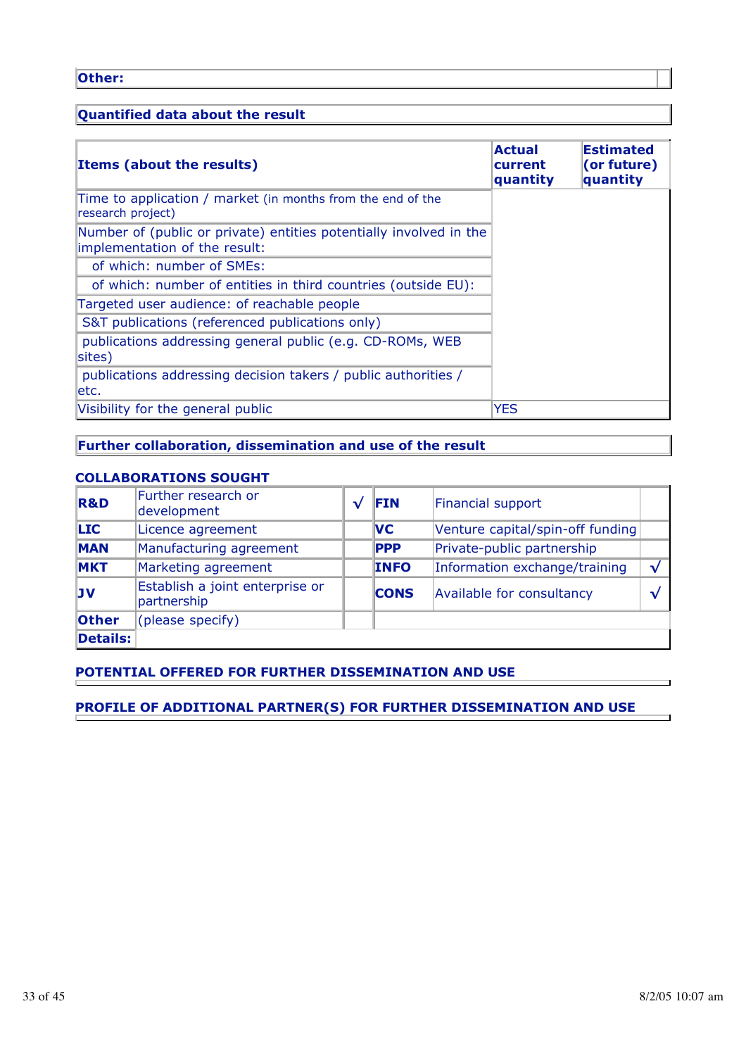| Other: | |
|---|---|

## Quantified data about the result

| Items (about the results) | Actual current quantity | Estimated (or future) quantity |
|---|---|---|
| Time to application / market (in months from the end of the research project) | | |
| Number of (public or private) entities potentially involved in the implementation of the result: | | |
| of which: number of SMEs: | | |
| of which: number of entities in third countries (outside EU): | | |
| Targeted user audience: of reachable people | | |
| S&T publications (referenced publications only) | | |
| publications addressing general public (e.g. CD-ROMs, WEB sites) | | |
| publications addressing decision takers / public authorities / etc. | | |
| Visibility for the general public | YES | |

## Further collaboration, dissemination and use of the result

### COLLABORATIONS SOUGHT

| | | | | | |
|---|---|---|---|---|---|
| **R&D** | Further research or development | √ | **FIN** | Financial support | |
| **LIC** | Licence agreement | | **VC** | Venture capital/spin-off funding | |
| **MAN** | Manufacturing agreement | | **PPP** | Private-public partnership | |
| **MKT** | Marketing agreement | | **INFO** | Information exchange/training | √ |
| **JV** | Establish a joint enterprise or partnership | | **CONS** | Available for consultancy | √ |
| **Other** | (please specify) | | | | |
| **Details:** | | | | | |

### POTENTIAL OFFERED FOR FURTHER DISSEMINATION AND USE

### PROFILE OF ADDITIONAL PARTNER(S) FOR FURTHER DISSEMINATION AND USE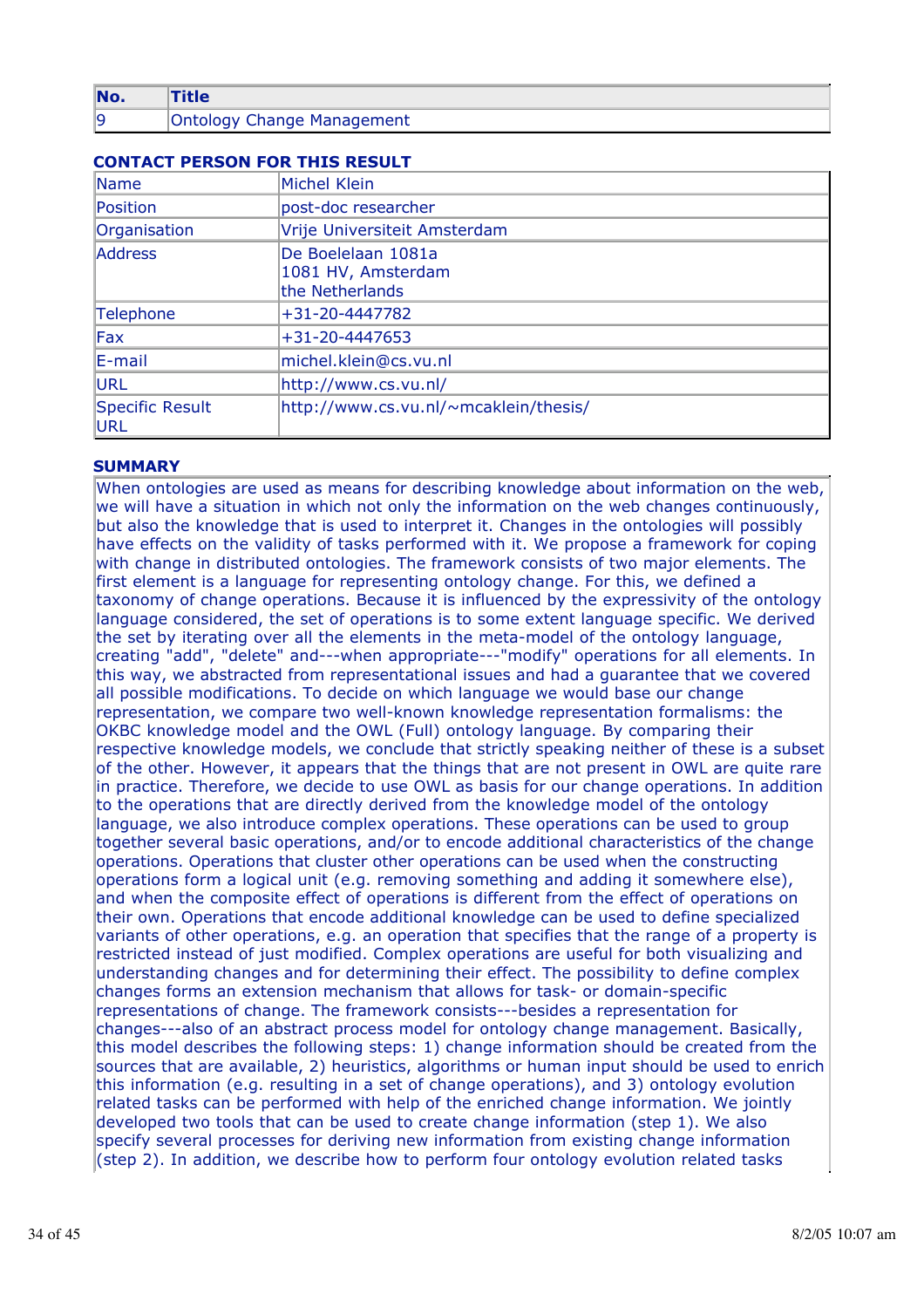| No. | Title |
|---|---|
| 9 | Ontology Change Management |

**CONTACT PERSON FOR THIS RESULT**

| Name | Michel Klein |
|---|---|
| Position | post-doc researcher |
| Organisation | Vrije Universiteit Amsterdam |
| Address | De Boelelaan 1081a<br>1081 HV, Amsterdam<br>the Netherlands |
| Telephone | +31-20-4447782 |
| Fax | +31-20-4447653 |
| E-mail | michel.klein@cs.vu.nl |
| URL | http://www.cs.vu.nl/ |
| Specific Result URL | http://www.cs.vu.nl/~mcaklein/thesis/ |

**SUMMARY**

When ontologies are used as means for describing knowledge about information on the web, we will have a situation in which not only the information on the web changes continuously, but also the knowledge that is used to interpret it. Changes in the ontologies will possibly have effects on the validity of tasks performed with it. We propose a framework for coping with change in distributed ontologies. The framework consists of two major elements. The first element is a language for representing ontology change. For this, we defined a taxonomy of change operations. Because it is influenced by the expressivity of the ontology language considered, the set of operations is to some extent language specific. We derived the set by iterating over all the elements in the meta-model of the ontology language, creating "add", "delete" and---when appropriate---"modify" operations for all elements. In this way, we abstracted from representational issues and had a guarantee that we covered all possible modifications. To decide on which language we would base our change representation, we compare two well-known knowledge representation formalisms: the OKBC knowledge model and the OWL (Full) ontology language. By comparing their respective knowledge models, we conclude that strictly speaking neither of these is a subset of the other. However, it appears that the things that are not present in OWL are quite rare in practice. Therefore, we decide to use OWL as basis for our change operations. In addition to the operations that are directly derived from the knowledge model of the ontology language, we also introduce complex operations. These operations can be used to group together several basic operations, and/or to encode additional characteristics of the change operations. Operations that cluster other operations can be used when the constructing operations form a logical unit (e.g. removing something and adding it somewhere else), and when the composite effect of operations is different from the effect of operations on their own. Operations that encode additional knowledge can be used to define specialized variants of other operations, e.g. an operation that specifies that the range of a property is restricted instead of just modified. Complex operations are useful for both visualizing and understanding changes and for determining their effect. The possibility to define complex changes forms an extension mechanism that allows for task- or domain-specific representations of change. The framework consists---besides a representation for changes---also of an abstract process model for ontology change management. Basically, this model describes the following steps: 1) change information should be created from the sources that are available, 2) heuristics, algorithms or human input should be used to enrich this information (e.g. resulting in a set of change operations), and 3) ontology evolution related tasks can be performed with help of the enriched change information. We jointly developed two tools that can be used to create change information (step 1). We also specify several processes for deriving new information from existing change information (step 2). In addition, we describe how to perform four ontology evolution related tasks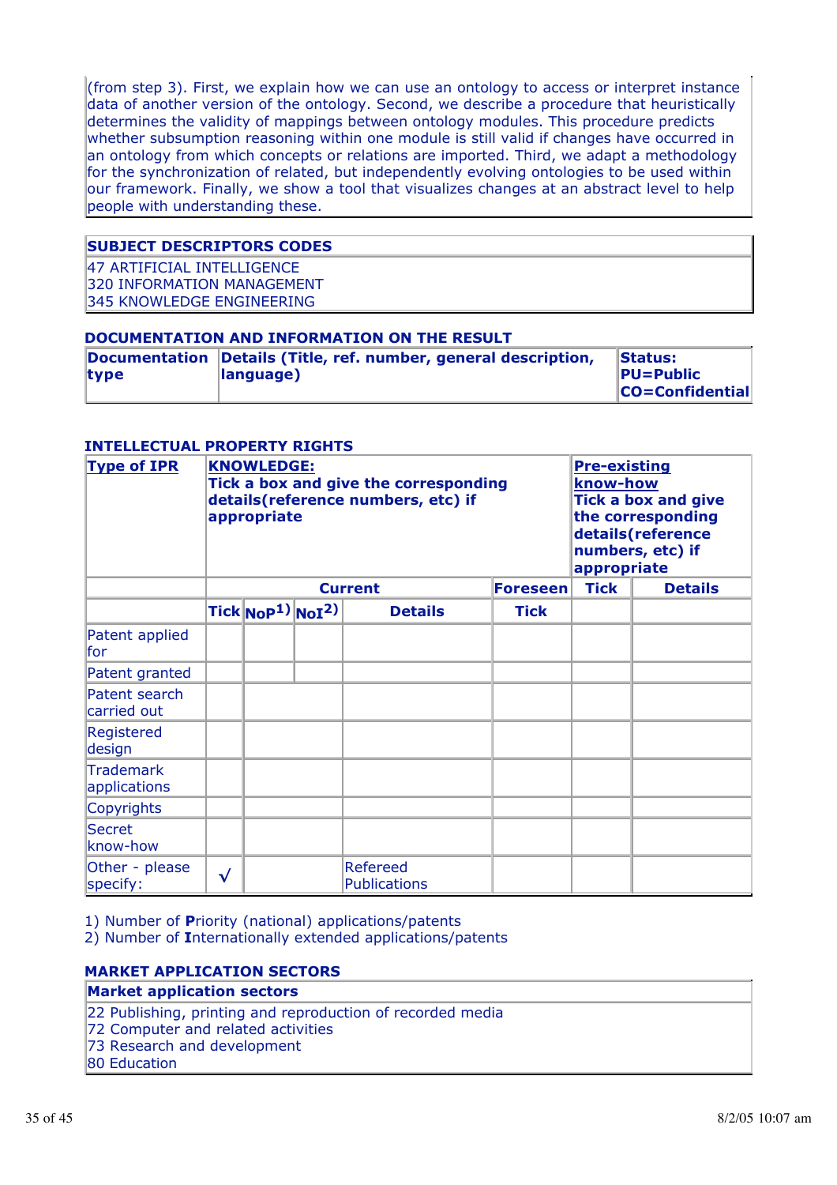(from step 3). First, we explain how we can use an ontology to access or interpret instance data of another version of the ontology. Second, we describe a procedure that heuristically determines the validity of mappings between ontology modules. This procedure predicts whether subsumption reasoning within one module is still valid if changes have occurred in an ontology from which concepts or relations are imported. Third, we adapt a methodology for the synchronization of related, but independently evolving ontologies to be used within our framework. Finally, we show a tool that visualizes changes at an abstract level to help people with understanding these.

| **SUBJECT DESCRIPTORS CODES** |
|---|
| 47 ARTIFICIAL INTELLIGENCE<br>320 INFORMATION MANAGEMENT<br>345 KNOWLEDGE ENGINEERING |

### DOCUMENTATION AND INFORMATION ON THE RESULT

| **Documentation type** | **Details (Title, ref. number, general description, language)** | **Status: PU=Public CO=Confidential** |
|---|---|---|

### INTELLECTUAL PROPERTY RIGHTS

| **Type of IPR** | **KNOWLEDGE: Tick a box and give the corresponding details(reference numbers, etc) if appropriate** | | | | | **Pre-existing know-how Tick a box and give the corresponding details(reference numbers, etc) if appropriate** | |
|---|---|---|---|---|---|---|---|
| | **Current** | | | | **Foreseen** | **Tick** | **Details** |
| | **Tick** | **NoP[1]** | **NoI[2]** | **Details** | **Tick** | | |
| Patent applied for | | | | | | | |
| Patent granted | | | | | | | |
| Patent search carried out | | | | | | | |
| Registered design | | | | | | | |
| Trademark applications | | | | | | | |
| Copyrights | | | | | | | |
| Secret know-how | | | | | | | |
| Other - please specify: | √ | | | Refereed Publications | | | |

1) Number of **P**riority (national) applications/patents
2) Number of **I**nternationally extended applications/patents

### MARKET APPLICATION SECTORS

| **Market application sectors** |
|---|
| 22 Publishing, printing and reproduction of recorded media<br>72 Computer and related activities<br>73 Research and development<br>80 Education |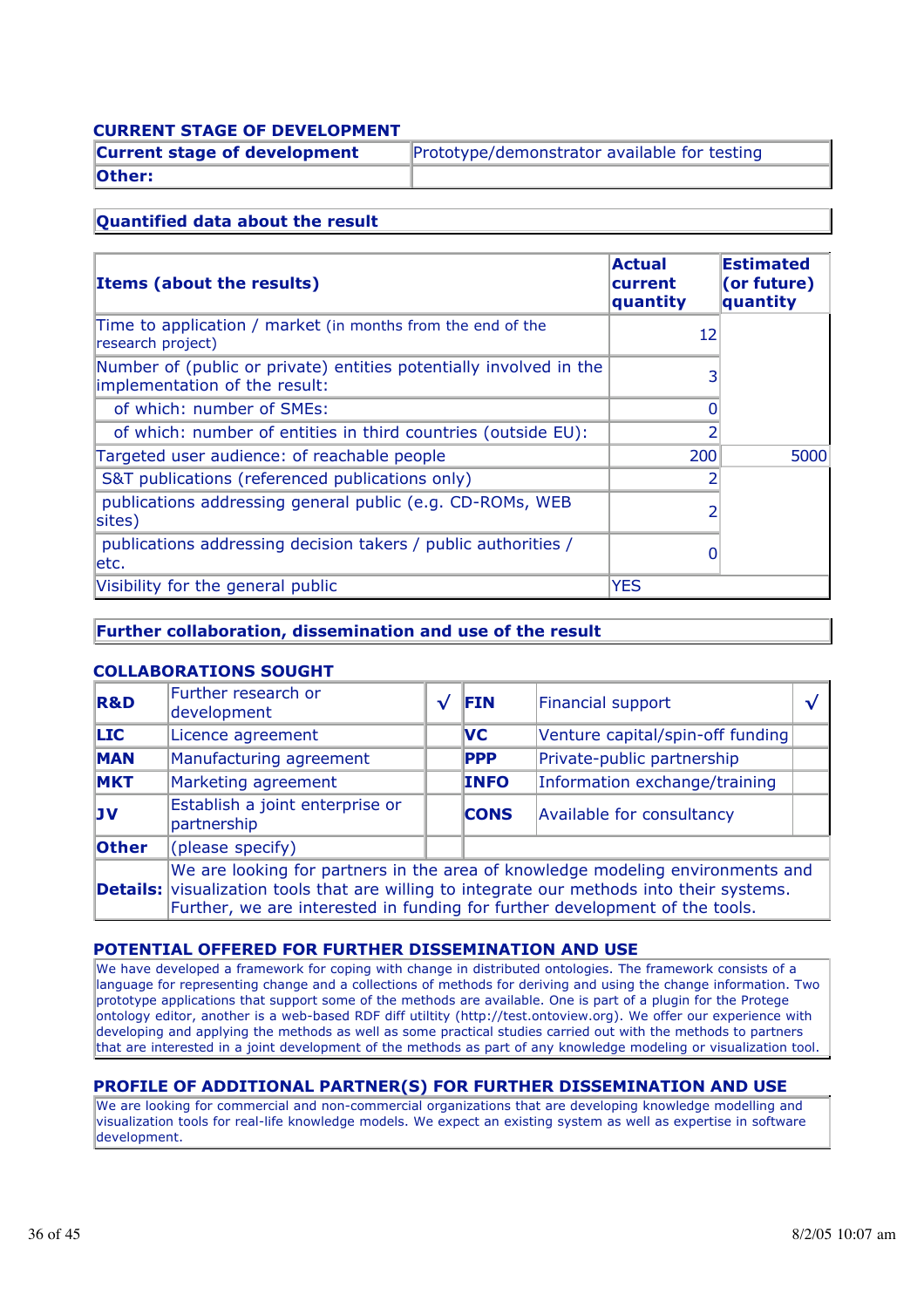### CURRENT STAGE OF DEVELOPMENT

| Current stage of development | Prototype/demonstrator available for testing |
|---|---|
| **Other:** | |

### Quantified data about the result

| Items (about the results) | Actual current quantity | Estimated (or future) quantity |
|---|---|---|
| Time to application / market (in months from the end of the research project) | 12 | |
| Number of (public or private) entities potentially involved in the implementation of the result: | 3 | |
| of which: number of SMEs: | 0 | |
| of which: number of entities in third countries (outside EU): | 2 | |
| Targeted user audience: of reachable people | 200 | 5000 |
| S&T publications (referenced publications only) | 2 | |
| publications addressing general public (e.g. CD-ROMs, WEB sites) | 2 | |
| publications addressing decision takers / public authorities / etc. | 0 | |
| Visibility for the general public | YES | |

### Further collaboration, dissemination and use of the result

### COLLABORATIONS SOUGHT

| | | | | | |
|---|---|---|---|---|---|
| **R&D** | Further research or development | √ | **FIN** | Financial support | √ |
| **LIC** | Licence agreement | | **VC** | Venture capital/spin-off funding | |
| **MAN** | Manufacturing agreement | | **PPP** | Private-public partnership | |
| **MKT** | Marketing agreement | | **INFO** | Information exchange/training | |
| **JV** | Establish a joint enterprise or partnership | | **CONS** | Available for consultancy | |
| **Other** | (please specify) | | | | |
| **Details:** | We are looking for partners in the area of knowledge modeling environments and visualization tools that are willing to integrate our methods into their systems. Further, we are interested in funding for further development of the tools. | | | | |

### POTENTIAL OFFERED FOR FURTHER DISSEMINATION AND USE

We have developed a framework for coping with change in distributed ontologies. The framework consists of a language for representing change and a collections of methods for deriving and using the change information. Two prototype applications that support some of the methods are available. One is part of a plugin for the Protege ontology editor, another is a web-based RDF diff utiltity (http://test.ontoview.org). We offer our experience with developing and applying the methods as well as some practical studies carried out with the methods to partners that are interested in a joint development of the methods as part of any knowledge modeling or visualization tool.

### PROFILE OF ADDITIONAL PARTNER(S) FOR FURTHER DISSEMINATION AND USE

We are looking for commercial and non-commercial organizations that are developing knowledge modelling and visualization tools for real-life knowledge models. We expect an existing system as well as expertise in software development.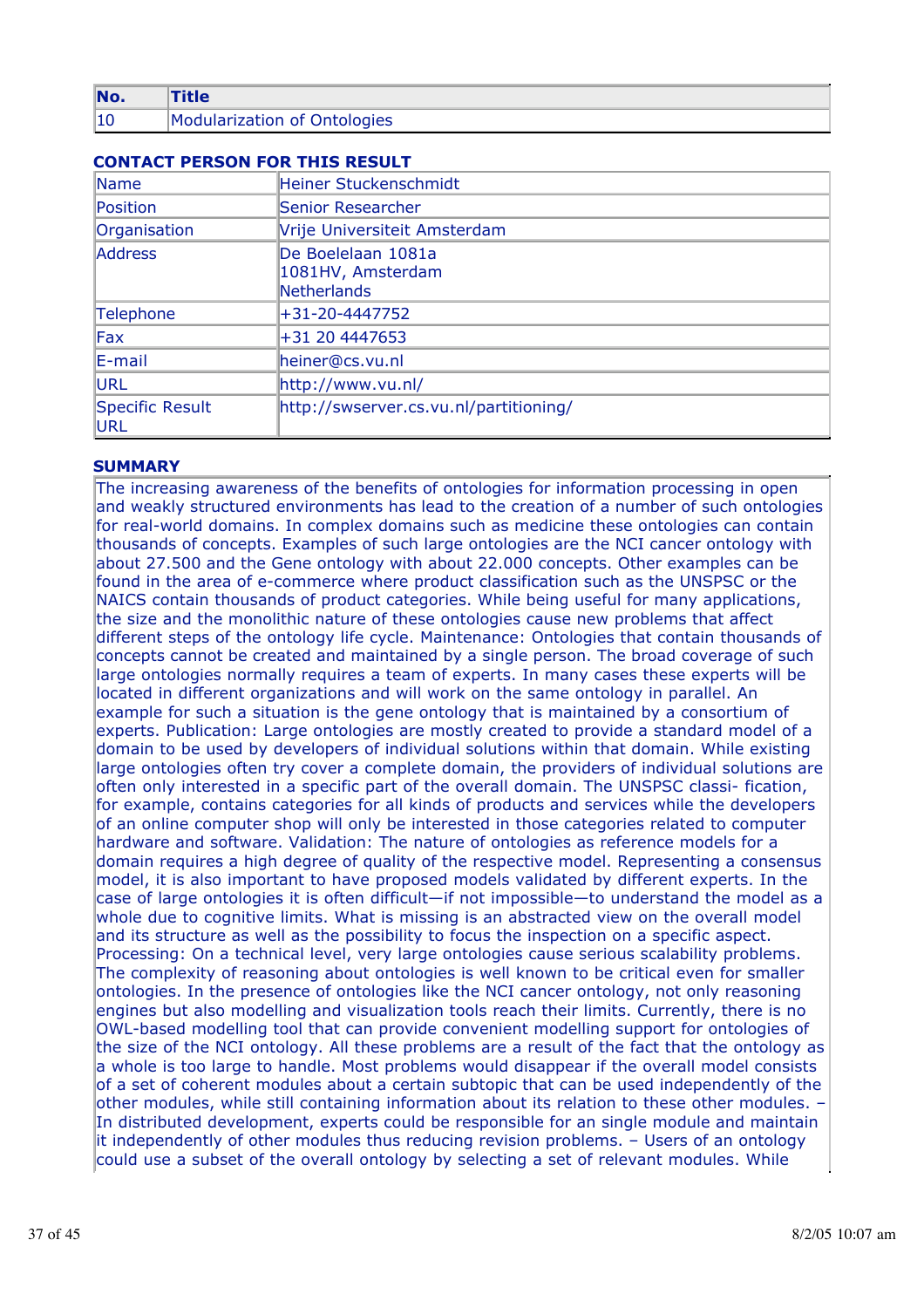| No. | Title |
|---|---|
| 10 | Modularization of Ontologies |

**CONTACT PERSON FOR THIS RESULT**

| | |
|---|---|
| Name | Heiner Stuckenschmidt |
| Position | Senior Researcher |
| Organisation | Vrije Universiteit Amsterdam |
| Address | De Boelelaan 1081a<br>1081HV, Amsterdam<br>Netherlands |
| Telephone | +31-20-4447752 |
| Fax | +31 20 4447653 |
| E-mail | heiner@cs.vu.nl |
| URL | http://www.vu.nl/ |
| Specific Result URL | http://swserver.cs.vu.nl/partitioning/ |

**SUMMARY**

The increasing awareness of the benefits of ontologies for information processing in open and weakly structured environments has lead to the creation of a number of such ontologies for real-world domains. In complex domains such as medicine these ontologies can contain thousands of concepts. Examples of such large ontologies are the NCI cancer ontology with about 27.500 and the Gene ontology with about 22.000 concepts. Other examples can be found in the area of e-commerce where product classification such as the UNSPSC or the NAICS contain thousands of product categories. While being useful for many applications, the size and the monolithic nature of these ontologies cause new problems that affect different steps of the ontology life cycle. Maintenance: Ontologies that contain thousands of concepts cannot be created and maintained by a single person. The broad coverage of such large ontologies normally requires a team of experts. In many cases these experts will be located in different organizations and will work on the same ontology in parallel. An example for such a situation is the gene ontology that is maintained by a consortium of experts. Publication: Large ontologies are mostly created to provide a standard model of a domain to be used by developers of individual solutions within that domain. While existing large ontologies often try cover a complete domain, the providers of individual solutions are often only interested in a specific part of the overall domain. The UNSPSC classi- fication, for example, contains categories for all kinds of products and services while the developers of an online computer shop will only be interested in those categories related to computer hardware and software. Validation: The nature of ontologies as reference models for a domain requires a high degree of quality of the respective model. Representing a consensus model, it is also important to have proposed models validated by different experts. In the case of large ontologies it is often difficult—if not impossible—to understand the model as a whole due to cognitive limits. What is missing is an abstracted view on the overall model and its structure as well as the possibility to focus the inspection on a specific aspect. Processing: On a technical level, very large ontologies cause serious scalability problems. The complexity of reasoning about ontologies is well known to be critical even for smaller ontologies. In the presence of ontologies like the NCI cancer ontology, not only reasoning engines but also modelling and visualization tools reach their limits. Currently, there is no OWL-based modelling tool that can provide convenient modelling support for ontologies of the size of the NCI ontology. All these problems are a result of the fact that the ontology as a whole is too large to handle. Most problems would disappear if the overall model consists of a set of coherent modules about a certain subtopic that can be used independently of the other modules, while still containing information about its relation to these other modules. – In distributed development, experts could be responsible for an single module and maintain it independently of other modules thus reducing revision problems. – Users of an ontology could use a subset of the overall ontology by selecting a set of relevant modules. While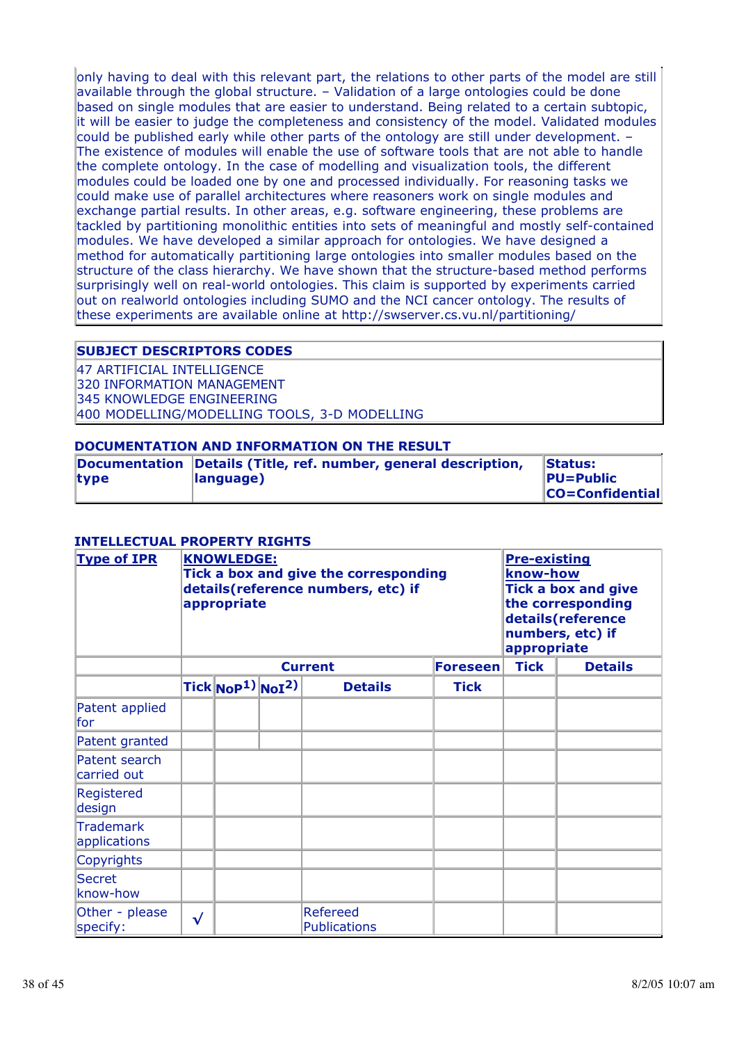only having to deal with this relevant part, the relations to other parts of the model are still available through the global structure. – Validation of a large ontologies could be done based on single modules that are easier to understand. Being related to a certain subtopic, it will be easier to judge the completeness and consistency of the model. Validated modules could be published early while other parts of the ontology are still under development. – The existence of modules will enable the use of software tools that are not able to handle the complete ontology. In the case of modelling and visualization tools, the different modules could be loaded one by one and processed individually. For reasoning tasks we could make use of parallel architectures where reasoners work on single modules and exchange partial results. In other areas, e.g. software engineering, these problems are tackled by partitioning monolithic entities into sets of meaningful and mostly self-contained modules. We have developed a similar approach for ontologies. We have designed a method for automatically partitioning large ontologies into smaller modules based on the structure of the class hierarchy. We have shown that the structure-based method performs surprisingly well on real-world ontologies. This claim is supported by experiments carried out on realworld ontologies including SUMO and the NCI cancer ontology. The results of these experiments are available online at http://swserver.cs.vu.nl/partitioning/

| **SUBJECT DESCRIPTORS CODES** |
|---|
| 47 ARTIFICIAL INTELLIGENCE<br>320 INFORMATION MANAGEMENT<br>345 KNOWLEDGE ENGINEERING<br>400 MODELLING/MODELLING TOOLS, 3-D MODELLING |

### DOCUMENTATION AND INFORMATION ON THE RESULT

| **Documentation type** | **Details (Title, ref. number, general description, language)** | **Status: PU=Public CO=Confidential** |
|---|---|---|

### INTELLECTUAL PROPERTY RIGHTS

| **Type of IPR** | **KNOWLEDGE: Tick a box and give the corresponding details(reference numbers, etc) if appropriate** | | | | | **Pre-existing know-how Tick a box and give the corresponding details(reference numbers, etc) if appropriate** | |
|---|---|---|---|---|---|---|---|
| | **Current** | | | | **Foreseen** | **Tick** | **Details** |
| | **Tick** | **NoP1)** | **NoI2)** | **Details** | **Tick** | | |
| Patent applied for | | | | | | | |
| Patent granted | | | | | | | |
| Patent search carried out | | | | | | | |
| Registered design | | | | | | | |
| Trademark applications | | | | | | | |
| Copyrights | | | | | | | |
| Secret know-how | | | | | | | |
| Other - please specify: | √ | | | Refereed Publications | | | |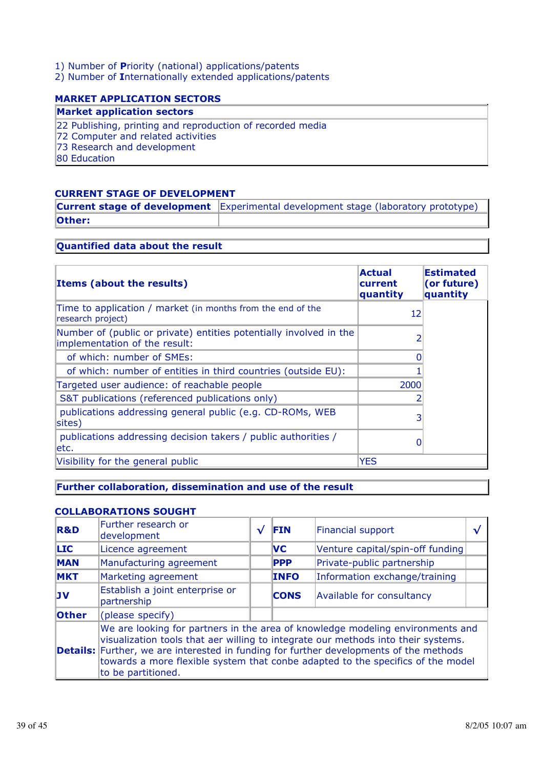1) Number of **P**riority (national) applications/patents
2) Number of **I**nternationally extended applications/patents

### MARKET APPLICATION SECTORS

| Market application sectors |
|---|
| 22 Publishing, printing and reproduction of recorded media<br>72 Computer and related activities<br>73 Research and development<br>80 Education |

### CURRENT STAGE OF DEVELOPMENT

| Current stage of development | Experimental development stage (laboratory prototype) |
|---|---|
| **Other:** | |

| Quantified data about the result |
|---|

| Items (about the results) | Actual current quantity | Estimated (or future) quantity |
|---|---|---|
| Time to application / market (in months from the end of the research project) | 12 | |
| Number of (public or private) entities potentially involved in the implementation of the result: | 2 | |
| of which: number of SMEs: | 0 | |
| of which: number of entities in third countries (outside EU): | 1 | |
| Targeted user audience: of reachable people | 2000 | |
| S&T publications (referenced publications only) | 2 | |
| publications addressing general public (e.g. CD-ROMs, WEB sites) | 3 | |
| publications addressing decision takers / public authorities / etc. | 0 | |
| Visibility for the general public | YES | |

| Further collaboration, dissemination and use of the result |
|---|

### COLLABORATIONS SOUGHT

| | | | | | |
|---|---|---|---|---|---|
| **R&D** | Further research or development | √ | **FIN** | Financial support | √ |
| **LIC** | Licence agreement | | **VC** | Venture capital/spin-off funding | |
| **MAN** | Manufacturing agreement | | **PPP** | Private-public partnership | |
| **MKT** | Marketing agreement | | **INFO** | Information exchange/training | |
| **JV** | Establish a joint enterprise or partnership | | **CONS** | Available for consultancy | |
| **Other** | (please specify) | | | | |
| **Details:** | We are looking for partners in the area of knowledge modeling environments and visualization tools that aer willing to integrate our methods into their systems. Further, we are interested in funding for further developments of the methods towards a more flexible system that conbe adapted to the specifics of the model to be partitioned. | | | | |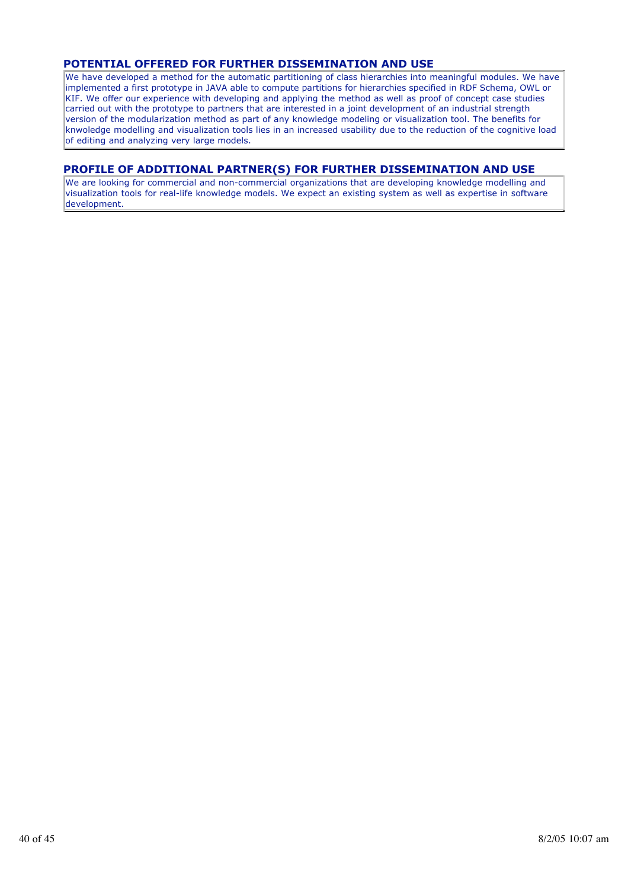## POTENTIAL OFFERED FOR FURTHER DISSEMINATION AND USE

We have developed a method for the automatic partitioning of class hierarchies into meaningful modules. We have implemented a first prototype in JAVA able to compute partitions for hierarchies specified in RDF Schema, OWL or KIF. We offer our experience with developing and applying the method as well as proof of concept case studies carried out with the prototype to partners that are interested in a joint development of an industrial strength version of the modularization method as part of any knowledge modeling or visualization tool. The benefits for knwoledge modelling and visualization tools lies in an increased usability due to the reduction of the cognitive load of editing and analyzing very large models.

## PROFILE OF ADDITIONAL PARTNER(S) FOR FURTHER DISSEMINATION AND USE

We are looking for commercial and non-commercial organizations that are developing knowledge modelling and visualization tools for real-life knowledge models. We expect an existing system as well as expertise in software development.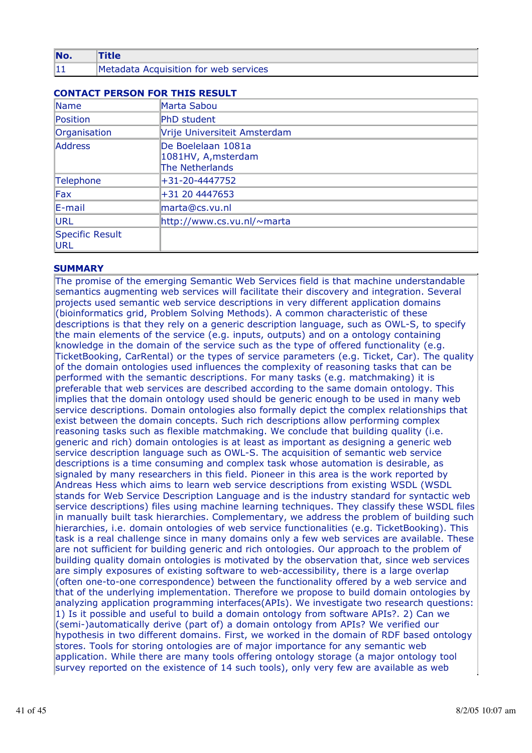| No. | Title |
| --- | --- |
| 11 | Metadata Acquisition for web services |

**CONTACT PERSON FOR THIS RESULT**

| | |
| --- | --- |
| Name | Marta Sabou |
| Position | PhD student |
| Organisation | Vrije Universiteit Amsterdam |
| Address | De Boelelaan 1081a<br>1081HV, A,msterdam<br>The Netherlands |
| Telephone | +31-20-4447752 |
| Fax | +31 20 4447653 |
| E-mail | marta@cs.vu.nl |
| URL | http://www.cs.vu.nl/~marta |
| Specific Result URL | |

**SUMMARY**

The promise of the emerging Semantic Web Services field is that machine understandable semantics augmenting web services will facilitate their discovery and integration. Several projects used semantic web service descriptions in very different application domains (bioinformatics grid, Problem Solving Methods). A common characteristic of these descriptions is that they rely on a generic description language, such as OWL-S, to specify the main elements of the service (e.g. inputs, outputs) and on a ontology containing knowledge in the domain of the service such as the type of offered functionality (e.g. TicketBooking, CarRental) or the types of service parameters (e.g. Ticket, Car). The quality of the domain ontologies used influences the complexity of reasoning tasks that can be performed with the semantic descriptions. For many tasks (e.g. matchmaking) it is preferable that web services are described according to the same domain ontology. This implies that the domain ontology used should be generic enough to be used in many web service descriptions. Domain ontologies also formally depict the complex relationships that exist between the domain concepts. Such rich descriptions allow performing complex reasoning tasks such as flexible matchmaking. We conclude that building quality (i.e. generic and rich) domain ontologies is at least as important as designing a generic web service description language such as OWL-S. The acquisition of semantic web service descriptions is a time consuming and complex task whose automation is desirable, as signaled by many researchers in this field. Pioneer in this area is the work reported by Andreas Hess which aims to learn web service descriptions from existing WSDL (WSDL stands for Web Service Description Language and is the industry standard for syntactic web service descriptions) files using machine learning techniques. They classify these WSDL files in manually built task hierarchies. Complementary, we address the problem of building such hierarchies, i.e. domain ontologies of web service functionalities (e.g. TicketBooking). This task is a real challenge since in many domains only a few web services are available. These are not sufficient for building generic and rich ontologies. Our approach to the problem of building quality domain ontologies is motivated by the observation that, since web services are simply exposures of existing software to web-accessibility, there is a large overlap (often one-to-one correspondence) between the functionality offered by a web service and that of the underlying implementation. Therefore we propose to build domain ontologies by analyzing application programming interfaces(APIs). We investigate two research questions: 1) Is it possible and useful to build a domain ontology from software APIs?. 2) Can we (semi-)automatically derive (part of) a domain ontology from APIs? We verified our hypothesis in two different domains. First, we worked in the domain of RDF based ontology stores. Tools for storing ontologies are of major importance for any semantic web application. While there are many tools offering ontology storage (a major ontology tool survey reported on the existence of 14 such tools), only very few are available as web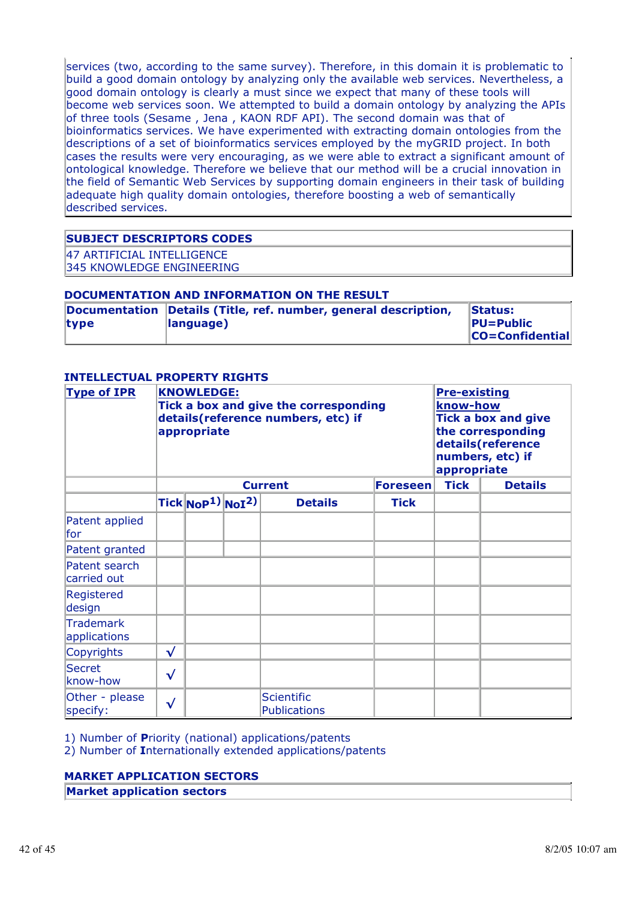services (two, according to the same survey). Therefore, in this domain it is problematic to build a good domain ontology by analyzing only the available web services. Nevertheless, a good domain ontology is clearly a must since we expect that many of these tools will become web services soon. We attempted to build a domain ontology by analyzing the APIs of three tools (Sesame , Jena , KAON RDF API). The second domain was that of bioinformatics services. We have experimented with extracting domain ontologies from the descriptions of a set of bioinformatics services employed by the myGRID project. In both cases the results were very encouraging, as we were able to extract a significant amount of ontological knowledge. Therefore we believe that our method will be a crucial innovation in the field of Semantic Web Services by supporting domain engineers in their task of building adequate high quality domain ontologies, therefore boosting a web of semantically described services.

| **SUBJECT DESCRIPTORS CODES** |
|---|
| 47 ARTIFICIAL INTELLIGENCE<br>345 KNOWLEDGE ENGINEERING |

### DOCUMENTATION AND INFORMATION ON THE RESULT

| **Documentation type** | **Details (Title, ref. number, general description, language)** | **Status: PU=Public CO=Confidential** |
|---|---|---|

### INTELLECTUAL PROPERTY RIGHTS

| **Type of IPR** | **KNOWLEDGE: Tick a box and give the corresponding details(reference numbers, etc) if appropriate** | | | | | **Pre-existing know-how Tick a box and give the corresponding details(reference numbers, etc) if appropriate** | |
|---|---|---|---|---|---|---|---|
| | **Current** | | | | **Foreseen** | **Tick** | **Details** |
| | **Tick** | **NoP[1)]** | **NoI[2)]** | **Details** | **Tick** | | |
| Patent applied for | | | | | | | |
| Patent granted | | | | | | | |
| Patent search carried out | | | | | | | |
| Registered design | | | | | | | |
| Trademark applications | | | | | | | |
| Copyrights | √ | | | | | | |
| Secret know-how | √ | | | | | | |
| Other - please specify: | √ | | | Scientific Publications | | | |

1) Number of **P**riority (national) applications/patents
2) Number of **I**nternationally extended applications/patents

### MARKET APPLICATION SECTORS

| **Market application sectors** |
|---|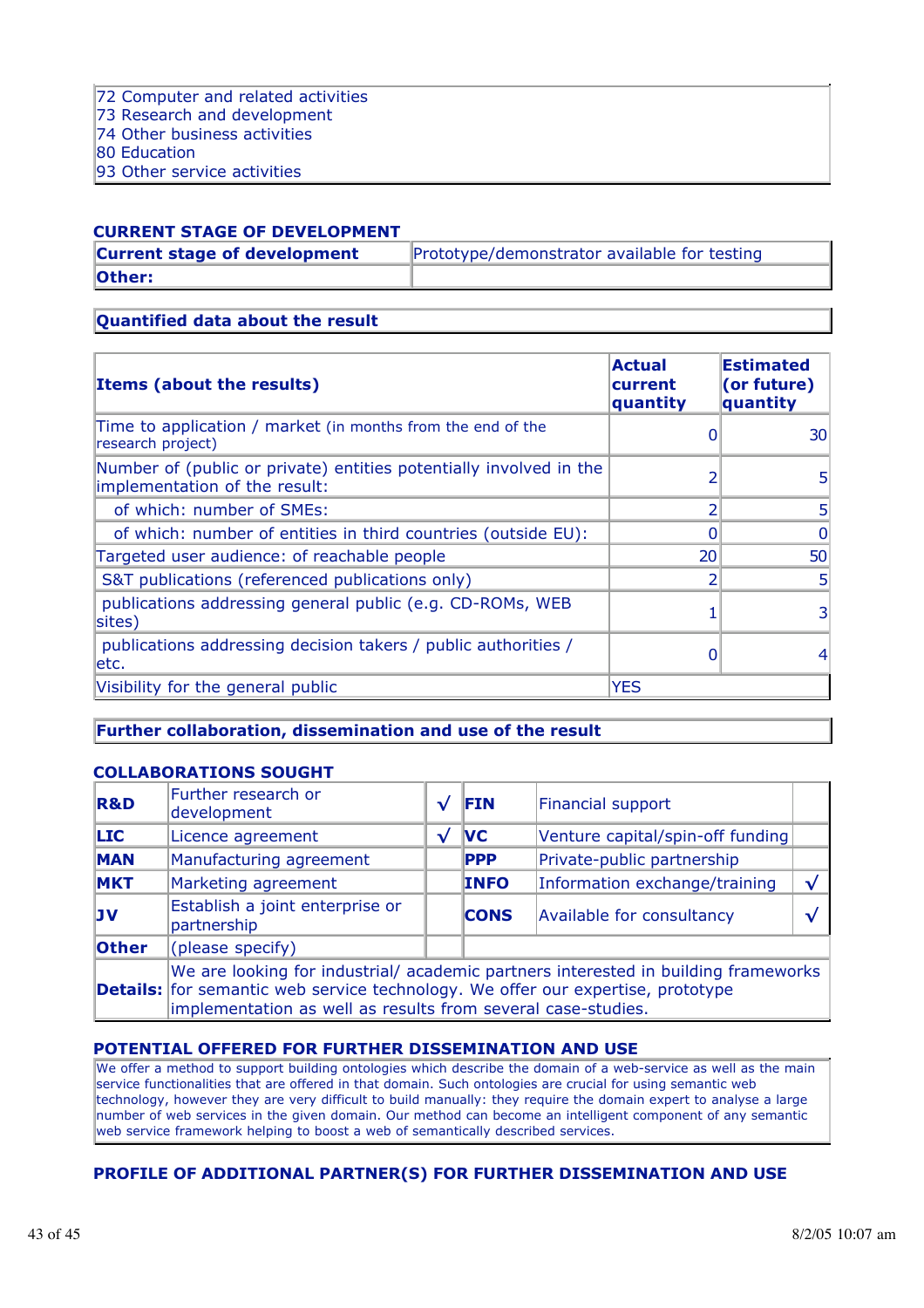| 72 Computer and related activities<br>73 Research and development<br>74 Other business activities<br>80 Education<br>93 Other service activities |
|---|

### CURRENT STAGE OF DEVELOPMENT

| **Current stage of development** | Prototype/demonstrator available for testing |
|---|---|
| **Other:** | |

| **Quantified data about the result** |
|---|

| **Items (about the results)** | **Actual current quantity** | **Estimated (or future) quantity** |
|---|---|---|
| Time to application / market (in months from the end of the research project) | 0 | 30 |
| Number of (public or private) entities potentially involved in the implementation of the result: | 2 | 5 |
| of which: number of SMEs: | 2 | 5 |
| of which: number of entities in third countries (outside EU): | 0 | 0 |
| Targeted user audience: of reachable people | 20 | 50 |
| S&T publications (referenced publications only) | 2 | 5 |
| publications addressing general public (e.g. CD-ROMs, WEB sites) | 1 | 3 |
| publications addressing decision takers / public authorities / etc. | 0 | 4 |
| Visibility for the general public | YES | |

| **Further collaboration, dissemination and use of the result** |
|---|

### COLLABORATIONS SOUGHT

| | | | | | |
|---|---|---|---|---|---|
| **R&D** | Further research or development | √ | **FIN** | Financial support | |
| **LIC** | Licence agreement | √ | **VC** | Venture capital/spin-off funding | |
| **MAN** | Manufacturing agreement | | **PPP** | Private-public partnership | |
| **MKT** | Marketing agreement | | **INFO** | Information exchange/training | √ |
| **JV** | Establish a joint enterprise or partnership | | **CONS** | Available for consultancy | √ |
| **Other** | (please specify) | | | | |
| **Details:** | We are looking for industrial/ academic partners interested in building frameworks for semantic web service technology. We offer our expertise, prototype implementation as well as results from several case-studies. | | | | |

### POTENTIAL OFFERED FOR FURTHER DISSEMINATION AND USE

| We offer a method to support building ontologies which describe the domain of a web-service as well as the main service functionalities that are offered in that domain. Such ontologies are crucial for using semantic web technology, however they are very difficult to build manually: they require the domain expert to analyse a large number of web services in the given domain. Our method can become an intelligent component of any semantic web service framework helping to boost a web of semantically described services. |
|---|

### PROFILE OF ADDITIONAL PARTNER(S) FOR FURTHER DISSEMINATION AND USE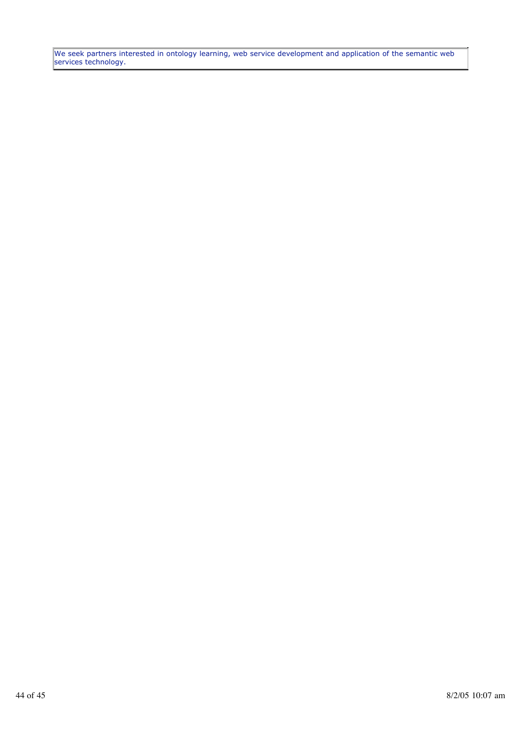We seek partners interested in ontology learning, web service development and application of the semantic web services technology.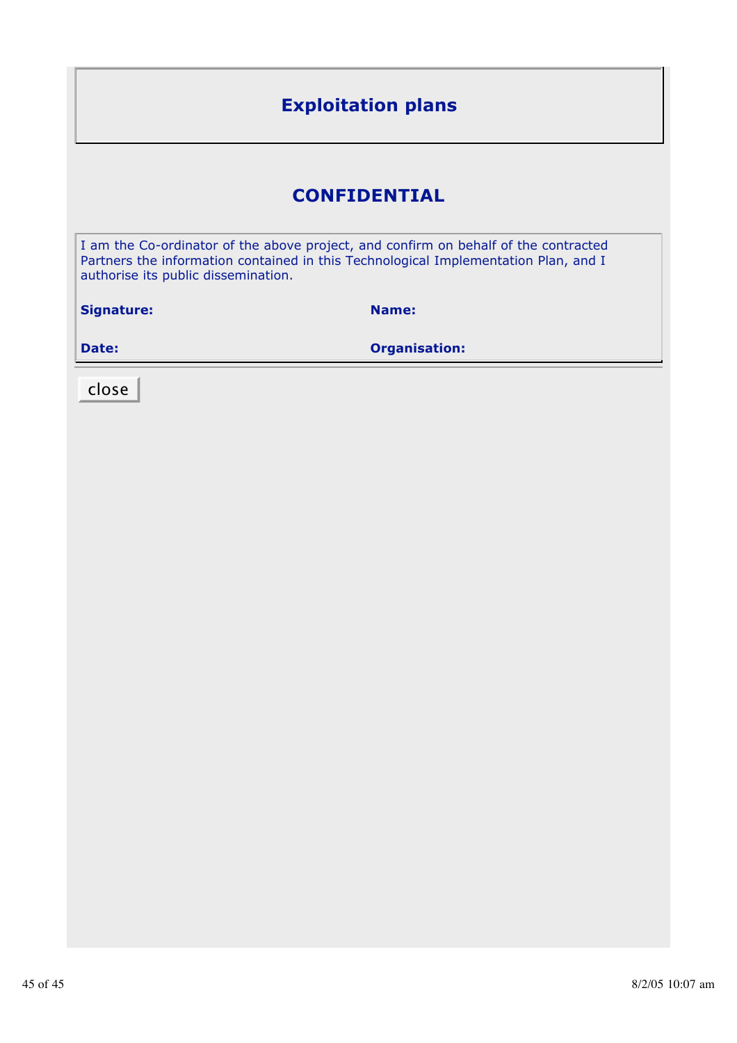# Exploitation plans

## CONFIDENTIAL

I am the Co-ordinator of the above project, and confirm on behalf of the contracted Partners the information contained in this Technological Implementation Plan, and I authorise its public dissemination.

| | |
|---|---|
| **Signature:** | **Name:** |
| **Date:** | **Organisation:** |

close